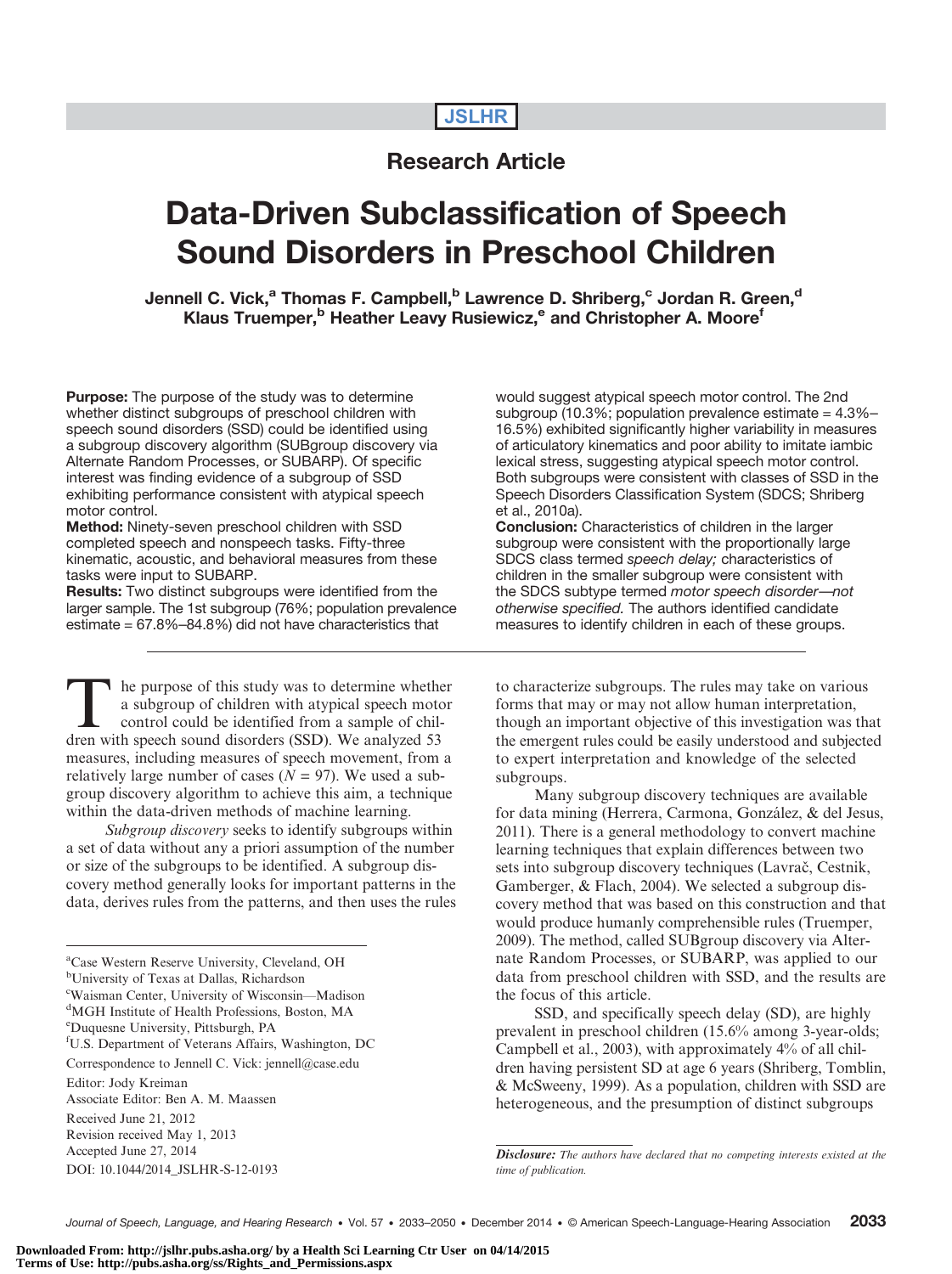Research Article

# Data-Driven Subclassification of Speech Sound Disorders in Preschool Children

Jennell C. Vick,[a] Thomas F. Campbell,[b] Lawrence D. Shriberg,[c] Jordan R. Green,[d] Klaus Truemper,[b] Heather Leavy Rusiewicz,[e] and Christopher A. Moore[f]

**Purpose:** The purpose of the study was to determine whether distinct subgroups of preschool children with speech sound disorders (SSD) could be identified using a subgroup discovery algorithm (SUBgroup discovery via Alternate Random Processes, or SUBARP). Of specific interest was finding evidence of a subgroup of SSD exhibiting performance consistent with atypical speech motor control.

**Method:** Ninety-seven preschool children with SSD completed speech and nonspeech tasks. Fifty-three kinematic, acoustic, and behavioral measures from these tasks were input to SUBARP.

**Results:** Two distinct subgroups were identified from the larger sample. The 1st subgroup (76%; population prevalence estimate = 67.8%–84.8%) did not have characteristics that would suggest atypical speech motor control. The 2nd subgroup (10.3%; population prevalence estimate = 4.3%–16.5%) exhibited significantly higher variability in measures of articulatory kinematics and poor ability to imitate iambic lexical stress, suggesting atypical speech motor control. Both subgroups were consistent with classes of SSD in the Speech Disorders Classification System (SDCS; Shriberg et al., 2010a).

**Conclusion:** Characteristics of children in the larger subgroup were consistent with the proportionally large SDCS class termed *speech delay;* characteristics of children in the smaller subgroup were consistent with the SDCS subtype termed *motor speech disorder—not otherwise specified.* The authors identified candidate measures to identify children in each of these groups.

---

The purpose of this study was to determine whether a subgroup of children with atypical speech motor control could be identified from a sample of children with speech sound disorders (SSD). We analyzed 53 measures, including measures of speech movement, from a relatively large number of cases ($N = 97$). We used a subgroup discovery algorithm to achieve this aim, a technique within the data-driven methods of machine learning.

*Subgroup discovery* seeks to identify subgroups within a set of data without any a priori assumption of the number or size of the subgroups to be identified. A subgroup discovery method generally looks for important patterns in the data, derives rules from the patterns, and then uses the rules to characterize subgroups. The rules may take on various forms that may or may not allow human interpretation, though an important objective of this investigation was that the emergent rules could be easily understood and subjected to expert interpretation and knowledge of the selected subgroups.

Many subgroup discovery techniques are available for data mining (Herrera, Carmona, González, & del Jesus, 2011). There is a general methodology to convert machine learning techniques that explain differences between two sets into subgroup discovery techniques (Lavrač, Cestnik, Gamberger, & Flach, 2004). We selected a subgroup discovery method that was based on this construction and that would produce humanly comprehensible rules (Truemper, 2009). The method, called SUBgroup discovery via Alternate Random Processes, or SUBARP, was applied to our data from preschool children with SSD, and the results are the focus of this article.

SSD, and specifically speech delay (SD), are highly prevalent in preschool children (15.6% among 3-year-olds; Campbell et al., 2003), with approximately 4% of all children having persistent SD at age 6 years (Shriberg, Tomblin, & McSweeny, 1999). As a population, children with SSD are heterogeneous, and the presumption of distinct subgroups

---

[a]Case Western Reserve University, Cleveland, OH
[b]University of Texas at Dallas, Richardson
[c]Waisman Center, University of Wisconsin—Madison
[d]MGH Institute of Health Professions, Boston, MA
[e]Duquesne University, Pittsburgh, PA
[f]U.S. Department of Veterans Affairs, Washington, DC

Correspondence to Jennell C. Vick: jennell@case.edu

Editor: Jody Kreiman
Associate Editor: Ben A. M. Maassen

Received June 21, 2012
Revision received May 1, 2013
Accepted June 27, 2014
DOI: 10.1044/2014_JSLHR-S-12-0193

*Disclosure: The authors have declared that no competing interests existed at the time of publication.*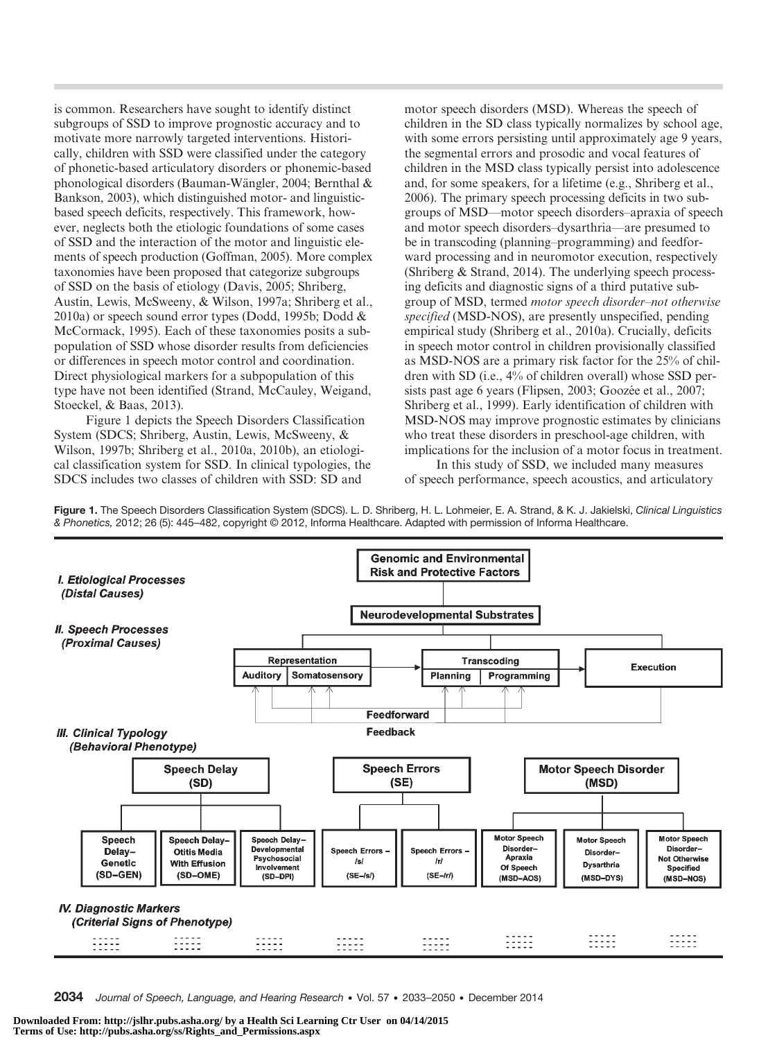is common. Researchers have sought to identify distinct subgroups of SSD to improve prognostic accuracy and to motivate more narrowly targeted interventions. Historically, children with SSD were classified under the category of phonetic-based articulatory disorders or phonemic-based phonological disorders (Bauman-Wängler, 2004; Bernthal & Bankson, 2003), which distinguished motor- and linguistic-based speech deficits, respectively. This framework, however, neglects both the etiologic foundations of some cases of SSD and the interaction of the motor and linguistic elements of speech production (Goffman, 2005). More complex taxonomies have been proposed that categorize subgroups of SSD on the basis of etiology (Davis, 2005; Shriberg, Austin, Lewis, McSweeny, & Wilson, 1997a; Shriberg et al., 2010a) or speech sound error types (Dodd, 1995b; Dodd & McCormack, 1995). Each of these taxonomies posits a subpopulation of SSD whose disorder results from deficiencies or differences in speech motor control and coordination. Direct physiological markers for a subpopulation of this type have not been identified (Strand, McCauley, Weigand, Stoeckel, & Baas, 2013).

Figure 1 depicts the Speech Disorders Classification System (SDCS; Shriberg, Austin, Lewis, McSweeny, & Wilson, 1997b; Shriberg et al., 2010a, 2010b), an etiological classification system for SSD. In clinical typologies, the SDCS includes two classes of children with SSD: SD and motor speech disorders (MSD). Whereas the speech of children in the SD class typically normalizes by school age, with some errors persisting until approximately age 9 years, the segmental errors and prosodic and vocal features of children in the MSD class typically persist into adolescence and, for some speakers, for a lifetime (e.g., Shriberg et al., 2006). The primary speech processing deficits in two subgroups of MSD—motor speech disorders–apraxia of speech and motor speech disorders–dysarthria—are presumed to be in transcoding (planning–programming) and feedforward processing and in neuromotor execution, respectively (Shriberg & Strand, 2014). The underlying speech processing deficits and diagnostic signs of a third putative subgroup of MSD, termed *motor speech disorder–not otherwise specified* (MSD-NOS), are presently unspecified, pending empirical study (Shriberg et al., 2010a). Crucially, deficits in speech motor control in children provisionally classified as MSD-NOS are a primary risk factor for the 25% of children with SD (i.e., 4% of children overall) whose SSD persists past age 6 years (Flipsen, 2003; Goozée et al., 2007; Shriberg et al., 1999). Early identification of children with MSD-NOS may improve prognostic estimates by clinicians who treat these disorders in preschool-age children, with implications for the inclusion of a motor focus in treatment.

In this study of SSD, we included many measures of speech performance, speech acoustics, and articulatory

**Figure 1.** The Speech Disorders Classification System (SDCS). L. D. Shriberg, H. L. Lohmeier, E. A. Strand, & K. J. Jakielski, *Clinical Linguistics & Phonetics,* 2012; 26 (5): 445–482, copyright © 2012, Informa Healthcare. Adapted with permission of Informa Healthcare.

**I. Etiological Processes (Distal Causes)**
- Genomic and Environmental Risk and Protective Factors
- Neurodevelopmental Substrates

**II. Speech Processes (Proximal Causes)**
- Representation: Auditory, Somatosensory
- Transcoding: Planning, Programming
- Execution
- Feedforward
- Feedback

**III. Clinical Typology (Behavioral Phenotype)**
- Speech Delay (SD)
  - Speech Delay–Genetic (SD–GEN)
  - Speech Delay–Otitis Media With Effusion (SD–OME)
  - Speech Delay–Developmental Psychosocial Involvement (SD–DPI)
- Speech Errors (SE)
  - Speech Errors – /s/ (SE–/s/)
  - Speech Errors – /r/ (SE–/r/)
- Motor Speech Disorder (MSD)
  - Motor Speech Disorder–Apraxia Of Speech (MSD–AOS)
  - Motor Speech Disorder–Dysarthria (MSD–DYS)
  - Motor Speech Disorder–Not Otherwise Specified (MSD–NOS)

**IV. Diagnostic Markers (Criterial Signs of Phenotype)**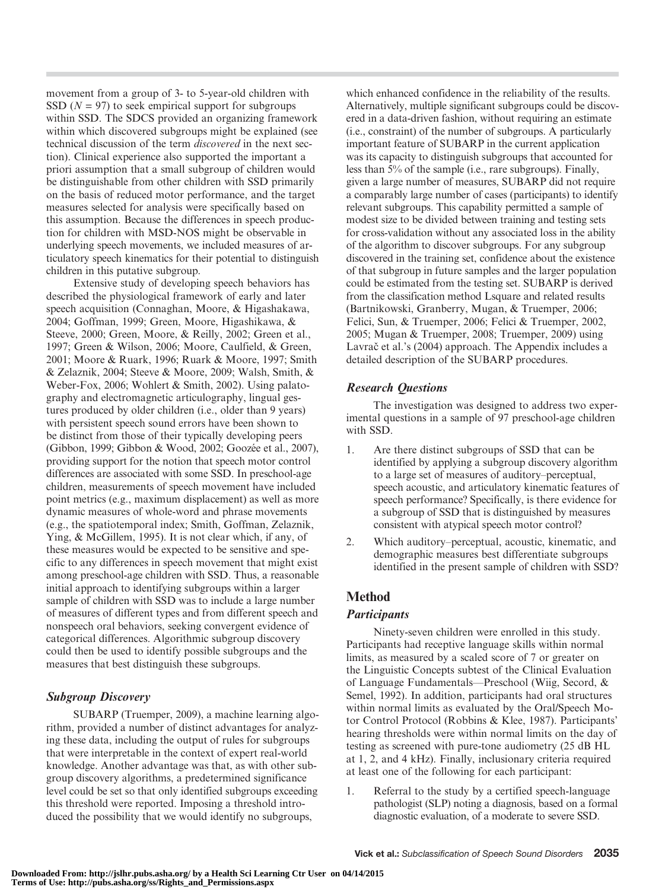movement from a group of 3- to 5-year-old children with SSD ($N = 97$) to seek empirical support for subgroups within SSD. The SDCS provided an organizing framework within which discovered subgroups might be explained (see technical discussion of the term *discovered* in the next section). Clinical experience also supported the important a priori assumption that a small subgroup of children would be distinguishable from other children with SSD primarily on the basis of reduced motor performance, and the target measures selected for analysis were specifically based on this assumption. Because the differences in speech production for children with MSD-NOS might be observable in underlying speech movements, we included measures of articulatory speech kinematics for their potential to distinguish children in this putative subgroup.

Extensive study of developing speech behaviors has described the physiological framework of early and later speech acquisition (Connaghan, Moore, & Higashakawa, 2004; Goffman, 1999; Green, Moore, Higashikawa, & Steeve, 2000; Green, Moore, & Reilly, 2002; Green et al., 1997; Green & Wilson, 2006; Moore, Caulfield, & Green, 2001; Moore & Ruark, 1996; Ruark & Moore, 1997; Smith & Zelaznik, 2004; Steeve & Moore, 2009; Walsh, Smith, & Weber-Fox, 2006; Wohlert & Smith, 2002). Using palatography and electromagnetic articulography, lingual gestures produced by older children (i.e., older than 9 years) with persistent speech sound errors have been shown to be distinct from those of their typically developing peers (Gibbon, 1999; Gibbon & Wood, 2002; Goozée et al., 2007), providing support for the notion that speech motor control differences are associated with some SSD. In preschool-age children, measurements of speech movement have included point metrics (e.g., maximum displacement) as well as more dynamic measures of whole-word and phrase movements (e.g., the spatiotemporal index; Smith, Goffman, Zelaznik, Ying, & McGillem, 1995). It is not clear which, if any, of these measures would be expected to be sensitive and specific to any differences in speech movement that might exist among preschool-age children with SSD. Thus, a reasonable initial approach to identifying subgroups within a larger sample of children with SSD was to include a large number of measures of different types and from different speech and nonspeech oral behaviors, seeking convergent evidence of categorical differences. Algorithmic subgroup discovery could then be used to identify possible subgroups and the measures that best distinguish these subgroups.

### *Subgroup Discovery*

SUBARP (Truemper, 2009), a machine learning algorithm, provided a number of distinct advantages for analyzing these data, including the output of rules for subgroups that were interpretable in the context of expert real-world knowledge. Another advantage was that, as with other subgroup discovery algorithms, a predetermined significance level could be set so that only identified subgroups exceeding this threshold were reported. Imposing a threshold introduced the possibility that we would identify no subgroups, which enhanced confidence in the reliability of the results. Alternatively, multiple significant subgroups could be discovered in a data-driven fashion, without requiring an estimate (i.e., constraint) of the number of subgroups. A particularly important feature of SUBARP in the current application was its capacity to distinguish subgroups that accounted for less than 5% of the sample (i.e., rare subgroups). Finally, given a large number of measures, SUBARP did not require a comparably large number of cases (participants) to identify relevant subgroups. This capability permitted a sample of modest size to be divided between training and testing sets for cross-validation without any associated loss in the ability of the algorithm to discover subgroups. For any subgroup discovered in the training set, confidence about the existence of that subgroup in future samples and the larger population could be estimated from the testing set. SUBARP is derived from the classification method Lsquare and related results (Bartnikowski, Granberry, Mugan, & Truemper, 2006; Felici, Sun, & Truemper, 2006; Felici & Truemper, 2002, 2005; Mugan & Truemper, 2008; Truemper, 2009) using Lavrač et al.'s (2004) approach. The Appendix includes a detailed description of the SUBARP procedures.

### *Research Questions*

The investigation was designed to address two experimental questions in a sample of 97 preschool-age children with SSD.

1. Are there distinct subgroups of SSD that can be identified by applying a subgroup discovery algorithm to a large set of measures of auditory–perceptual, speech acoustic, and articulatory kinematic features of speech performance? Specifically, is there evidence for a subgroup of SSD that is distinguished by measures consistent with atypical speech motor control?
2. Which auditory–perceptual, acoustic, kinematic, and demographic measures best differentiate subgroups identified in the present sample of children with SSD?

## Method

### *Participants*

Ninety-seven children were enrolled in this study. Participants had receptive language skills within normal limits, as measured by a scaled score of 7 or greater on the Linguistic Concepts subtest of the Clinical Evaluation of Language Fundamentals—Preschool (Wiig, Secord, & Semel, 1992). In addition, participants had oral structures within normal limits as evaluated by the Oral/Speech Motor Control Protocol (Robbins & Klee, 1987). Participants' hearing thresholds were within normal limits on the day of testing as screened with pure-tone audiometry (25 dB HL at 1, 2, and 4 kHz). Finally, inclusionary criteria required at least one of the following for each participant:

1. Referral to the study by a certified speech-language pathologist (SLP) noting a diagnosis, based on a formal diagnostic evaluation, of a moderate to severe SSD.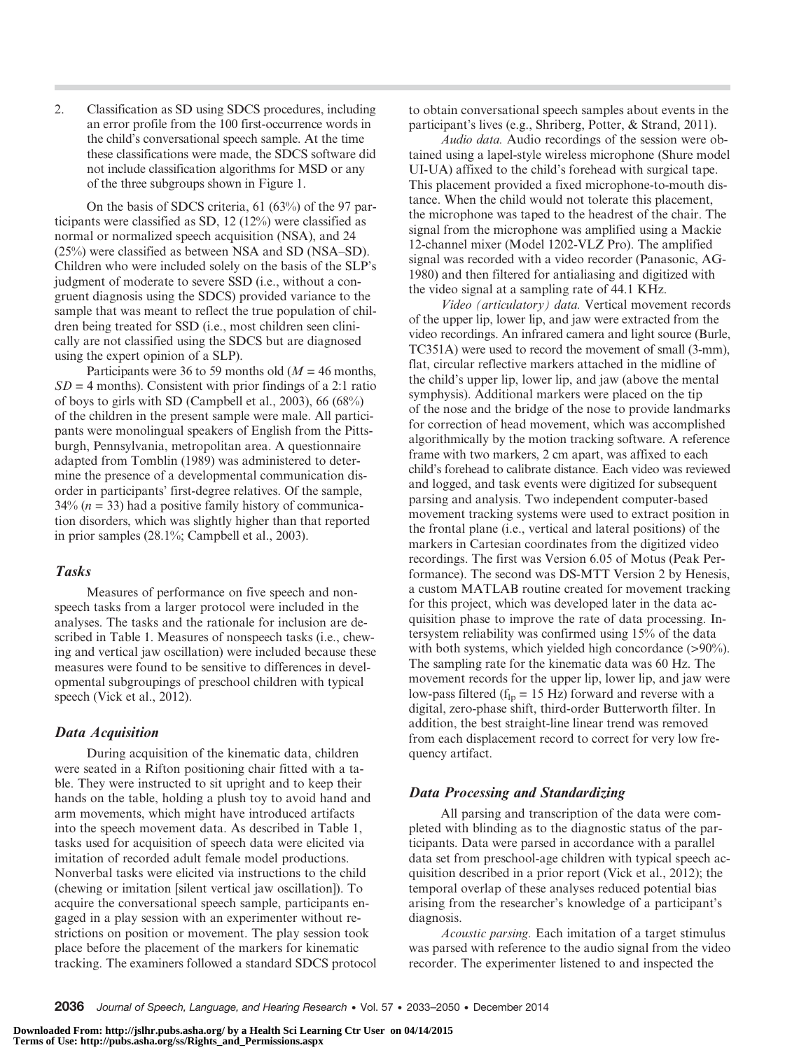2. Classification as SD using SDCS procedures, including an error profile from the 100 first-occurrence words in the child's conversational speech sample. At the time these classifications were made, the SDCS software did not include classification algorithms for MSD or any of the three subgroups shown in Figure 1.

On the basis of SDCS criteria, 61 (63%) of the 97 participants were classified as SD, 12 (12%) were classified as normal or normalized speech acquisition (NSA), and 24 (25%) were classified as between NSA and SD (NSA–SD). Children who were included solely on the basis of the SLP's judgment of moderate to severe SSD (i.e., without a congruent diagnosis using the SDCS) provided variance to the sample that was meant to reflect the true population of children being treated for SSD (i.e., most children seen clinically are not classified using the SDCS but are diagnosed using the expert opinion of a SLP).

Participants were 36 to 59 months old ($M$ = 46 months, $SD$ = 4 months). Consistent with prior findings of a 2:1 ratio of boys to girls with SD (Campbell et al., 2003), 66 (68%) of the children in the present sample were male. All participants were monolingual speakers of English from the Pittsburgh, Pennsylvania, metropolitan area. A questionnaire adapted from Tomblin (1989) was administered to determine the presence of a developmental communication disorder in participants' first-degree relatives. Of the sample, 34% ($n$ = 33) had a positive family history of communication disorders, which was slightly higher than that reported in prior samples (28.1%; Campbell et al., 2003).

### *Tasks*

Measures of performance on five speech and nonspeech tasks from a larger protocol were included in the analyses. The tasks and the rationale for inclusion are described in Table 1. Measures of nonspeech tasks (i.e., chewing and vertical jaw oscillation) were included because these measures were found to be sensitive to differences in developmental subgroupings of preschool children with typical speech (Vick et al., 2012).

### *Data Acquisition*

During acquisition of the kinematic data, children were seated in a Rifton positioning chair fitted with a table. They were instructed to sit upright and to keep their hands on the table, holding a plush toy to avoid hand and arm movements, which might have introduced artifacts into the speech movement data. As described in Table 1, tasks used for acquisition of speech data were elicited via imitation of recorded adult female model productions. Nonverbal tasks were elicited via instructions to the child (chewing or imitation [silent vertical jaw oscillation]). To acquire the conversational speech sample, participants engaged in a play session with an experimenter without restrictions on position or movement. The play session took place before the placement of the markers for kinematic tracking. The examiners followed a standard SDCS protocol to obtain conversational speech samples about events in the participant's lives (e.g., Shriberg, Potter, & Strand, 2011).

*Audio data.* Audio recordings of the session were obtained using a lapel-style wireless microphone (Shure model UI-UA) affixed to the child's forehead with surgical tape. This placement provided a fixed microphone-to-mouth distance. When the child would not tolerate this placement, the microphone was taped to the headrest of the chair. The signal from the microphone was amplified using a Mackie 12-channel mixer (Model 1202-VLZ Pro). The amplified signal was recorded with a video recorder (Panasonic, AG-1980) and then filtered for antialiasing and digitized with the video signal at a sampling rate of 44.1 KHz.

*Video (articulatory) data.* Vertical movement records of the upper lip, lower lip, and jaw were extracted from the video recordings. An infrared camera and light source (Burle, TC351A) were used to record the movement of small (3-mm), flat, circular reflective markers attached in the midline of the child's upper lip, lower lip, and jaw (above the mental symphysis). Additional markers were placed on the tip of the nose and the bridge of the nose to provide landmarks for correction of head movement, which was accomplished algorithmically by the motion tracking software. A reference frame with two markers, 2 cm apart, was affixed to each child's forehead to calibrate distance. Each video was reviewed and logged, and task events were digitized for subsequent parsing and analysis. Two independent computer-based movement tracking systems were used to extract position in the frontal plane (i.e., vertical and lateral positions) of the markers in Cartesian coordinates from the digitized video recordings. The first was Version 6.05 of Motus (Peak Performance). The second was DS-MTT Version 2 by Henesis, a custom MATLAB routine created for movement tracking for this project, which was developed later in the data acquisition phase to improve the rate of data processing. Intersystem reliability was confirmed using 15% of the data with both systems, which yielded high concordance (>90%). The sampling rate for the kinematic data was 60 Hz. The movement records for the upper lip, lower lip, and jaw were low-pass filtered ($f_{lp}$ = 15 Hz) forward and reverse with a digital, zero-phase shift, third-order Butterworth filter. In addition, the best straight-line linear trend was removed from each displacement record to correct for very low frequency artifact.

### *Data Processing and Standardizing*

All parsing and transcription of the data were completed with blinding as to the diagnostic status of the participants. Data were parsed in accordance with a parallel data set from preschool-age children with typical speech acquisition described in a prior report (Vick et al., 2012); the temporal overlap of these analyses reduced potential bias arising from the researcher's knowledge of a participant's diagnosis.

*Acoustic parsing.* Each imitation of a target stimulus was parsed with reference to the audio signal from the video recorder. The experimenter listened to and inspected the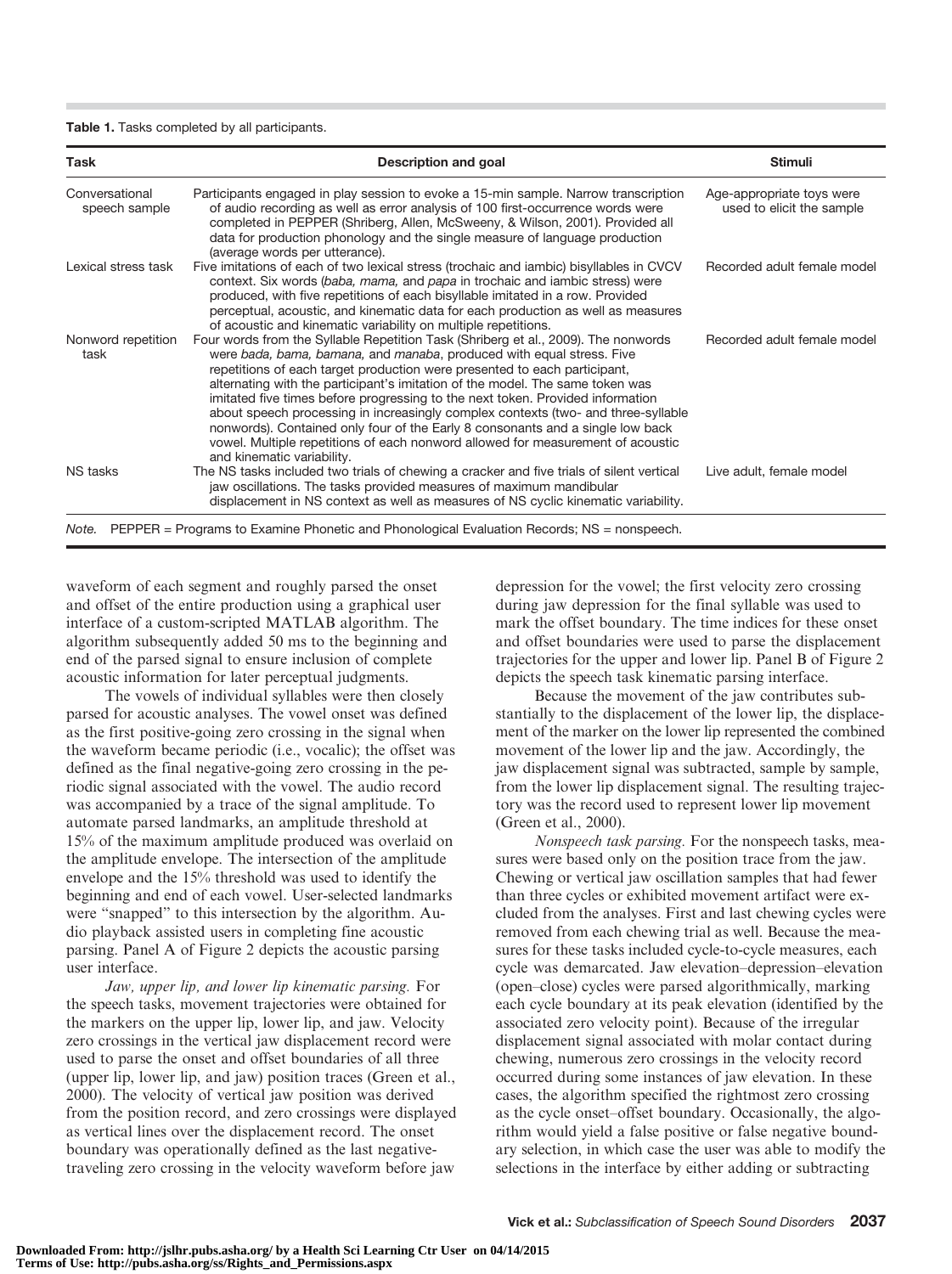**Table 1.** Tasks completed by all participants.

| Task | Description and goal | Stimuli |
|---|---|---|
| Conversational speech sample | Participants engaged in play session to evoke a 15-min sample. Narrow transcription of audio recording as well as error analysis of 100 first-occurrence words were completed in PEPPER (Shriberg, Allen, McSweeny, & Wilson, 2001). Provided all data for production phonology and the single measure of language production (average words per utterance). | Age-appropriate toys were used to elicit the sample |
| Lexical stress task | Five imitations of each of two lexical stress (trochaic and iambic) bisyllables in CVCV context. Six words (*baba, mama,* and *papa* in trochaic and iambic stress) were produced, with five repetitions of each bisyllable imitated in a row. Provided perceptual, acoustic, and kinematic data for each production as well as measures of acoustic and kinematic variability on multiple repetitions. | Recorded adult female model |
| Nonword repetition task | Four words from the Syllable Repetition Task (Shriberg et al., 2009). The nonwords were *bada, bama, bamana,* and *manaba*, produced with equal stress. Five repetitions of each target production were presented to each participant, alternating with the participant's imitation of the model. The same token was imitated five times before progressing to the next token. Provided information about speech processing in increasingly complex contexts (two- and three-syllable nonwords). Contained only four of the Early 8 consonants and a single low back vowel. Multiple repetitions of each nonword allowed for measurement of acoustic and kinematic variability. | Recorded adult female model |
| NS tasks | The NS tasks included two trials of chewing a cracker and five trials of silent vertical jaw oscillations. The tasks provided measures of maximum mandibular displacement in NS context as well as measures of NS cyclic kinematic variability. | Live adult, female model |

*Note.* PEPPER = Programs to Examine Phonetic and Phonological Evaluation Records; NS = nonspeech.

waveform of each segment and roughly parsed the onset and offset of the entire production using a graphical user interface of a custom-scripted MATLAB algorithm. The algorithm subsequently added 50 ms to the beginning and end of the parsed signal to ensure inclusion of complete acoustic information for later perceptual judgments.

The vowels of individual syllables were then closely parsed for acoustic analyses. The vowel onset was defined as the first positive-going zero crossing in the signal when the waveform became periodic (i.e., vocalic); the offset was defined as the final negative-going zero crossing in the periodic signal associated with the vowel. The audio record was accompanied by a trace of the signal amplitude. To automate parsed landmarks, an amplitude threshold at 15% of the maximum amplitude produced was overlaid on the amplitude envelope. The intersection of the amplitude envelope and the 15% threshold was used to identify the beginning and end of each vowel. User-selected landmarks were "snapped" to this intersection by the algorithm. Audio playback assisted users in completing fine acoustic parsing. Panel A of Figure 2 depicts the acoustic parsing user interface.

*Jaw, upper lip, and lower lip kinematic parsing.* For the speech tasks, movement trajectories were obtained for the markers on the upper lip, lower lip, and jaw. Velocity zero crossings in the vertical jaw displacement record were used to parse the onset and offset boundaries of all three (upper lip, lower lip, and jaw) position traces (Green et al., 2000). The velocity of vertical jaw position was derived from the position record, and zero crossings were displayed as vertical lines over the displacement record. The onset boundary was operationally defined as the last negative-traveling zero crossing in the velocity waveform before jaw depression for the vowel; the first velocity zero crossing during jaw depression for the final syllable was used to mark the offset boundary. The time indices for these onset and offset boundaries were used to parse the displacement trajectories for the upper and lower lip. Panel B of Figure 2 depicts the speech task kinematic parsing interface.

Because the movement of the jaw contributes substantially to the displacement of the lower lip, the displacement of the marker on the lower lip represented the combined movement of the lower lip and the jaw. Accordingly, the jaw displacement signal was subtracted, sample by sample, from the lower lip displacement signal. The resulting trajectory was the record used to represent lower lip movement (Green et al., 2000).

*Nonspeech task parsing.* For the nonspeech tasks, measures were based only on the position trace from the jaw. Chewing or vertical jaw oscillation samples that had fewer than three cycles or exhibited movement artifact were excluded from the analyses. First and last chewing cycles were removed from each chewing trial as well. Because the measures for these tasks included cycle-to-cycle measures, each cycle was demarcated. Jaw elevation–depression–elevation (open–close) cycles were parsed algorithmically, marking each cycle boundary at its peak elevation (identified by the associated zero velocity point). Because of the irregular displacement signal associated with molar contact during chewing, numerous zero crossings in the velocity record occurred during some instances of jaw elevation. In these cases, the algorithm specified the rightmost zero crossing as the cycle onset–offset boundary. Occasionally, the algorithm would yield a false positive or false negative boundary selection, in which case the user was able to modify the selections in the interface by either adding or subtracting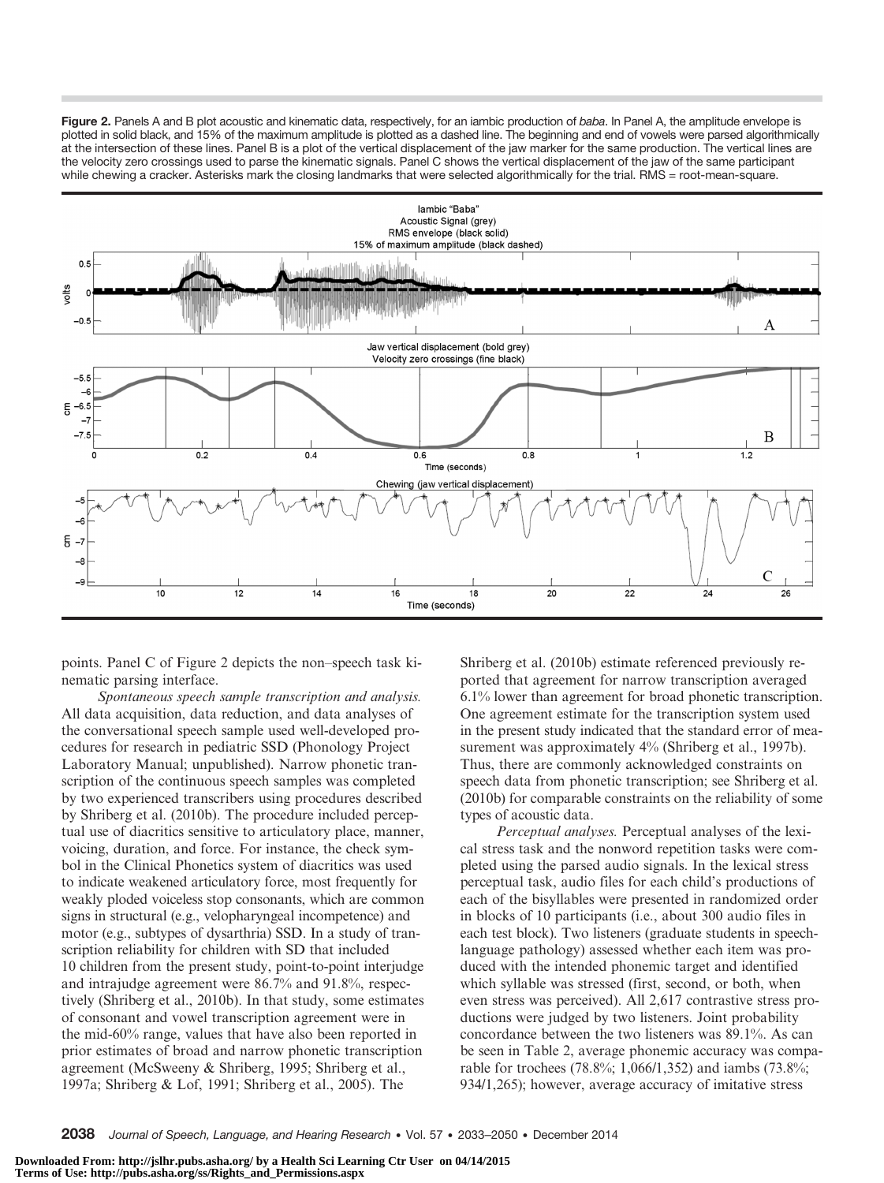**Figure 2.** Panels A and B plot acoustic and kinematic data, respectively, for an iambic production of *baba*. In Panel A, the amplitude envelope is plotted in solid black, and 15% of the maximum amplitude is plotted as a dashed line. The beginning and end of vowels were parsed algorithmically at the intersection of these lines. Panel B is a plot of the vertical displacement of the jaw marker for the same production. The vertical lines are the velocity zero crossings used to parse the kinematic signals. Panel C shows the vertical displacement of the jaw of the same participant while chewing a cracker. Asterisks mark the closing landmarks that were selected algorithmically for the trial. RMS = root-mean-square.

points. Panel C of Figure 2 depicts the non–speech task kinematic parsing interface.

*Spontaneous speech sample transcription and analysis.* All data acquisition, data reduction, and data analyses of the conversational speech sample used well-developed procedures for research in pediatric SSD (Phonology Project Laboratory Manual; unpublished). Narrow phonetic transcription of the continuous speech samples was completed by two experienced transcribers using procedures described by Shriberg et al. (2010b). The procedure included perceptual use of diacritics sensitive to articulatory place, manner, voicing, duration, and force. For instance, the check symbol in the Clinical Phonetics system of diacritics was used to indicate weakened articulatory force, most frequently for weakly ploded voiceless stop consonants, which are common signs in structural (e.g., velopharyngeal incompetence) and motor (e.g., subtypes of dysarthria) SSD. In a study of transcription reliability for children with SD that included 10 children from the present study, point-to-point interjudge and intrajudge agreement were 86.7% and 91.8%, respectively (Shriberg et al., 2010b). In that study, some estimates of consonant and vowel transcription agreement were in the mid-60% range, values that have also been reported in prior estimates of broad and narrow phonetic transcription agreement (McSweeny & Shriberg, 1995; Shriberg et al., 1997a; Shriberg & Lof, 1991; Shriberg et al., 2005). The Shriberg et al. (2010b) estimate referenced previously reported that agreement for narrow transcription averaged 6.1% lower than agreement for broad phonetic transcription. One agreement estimate for the transcription system used in the present study indicated that the standard error of measurement was approximately 4% (Shriberg et al., 1997b). Thus, there are commonly acknowledged constraints on speech data from phonetic transcription; see Shriberg et al. (2010b) for comparable constraints on the reliability of some types of acoustic data.

*Perceptual analyses.* Perceptual analyses of the lexical stress task and the nonword repetition tasks were completed using the parsed audio signals. In the lexical stress perceptual task, audio files for each child's productions of each of the bisyllables were presented in randomized order in blocks of 10 participants (i.e., about 300 audio files in each test block). Two listeners (graduate students in speech-language pathology) assessed whether each item was produced with the intended phonemic target and identified which syllable was stressed (first, second, or both, when even stress was perceived). All 2,617 contrastive stress productions were judged by two listeners. Joint probability concordance between the two listeners was 89.1%. As can be seen in Table 2, average phonemic accuracy was comparable for trochees (78.8%; 1,066/1,352) and iambs (73.8%; 934/1,265); however, average accuracy of imitative stress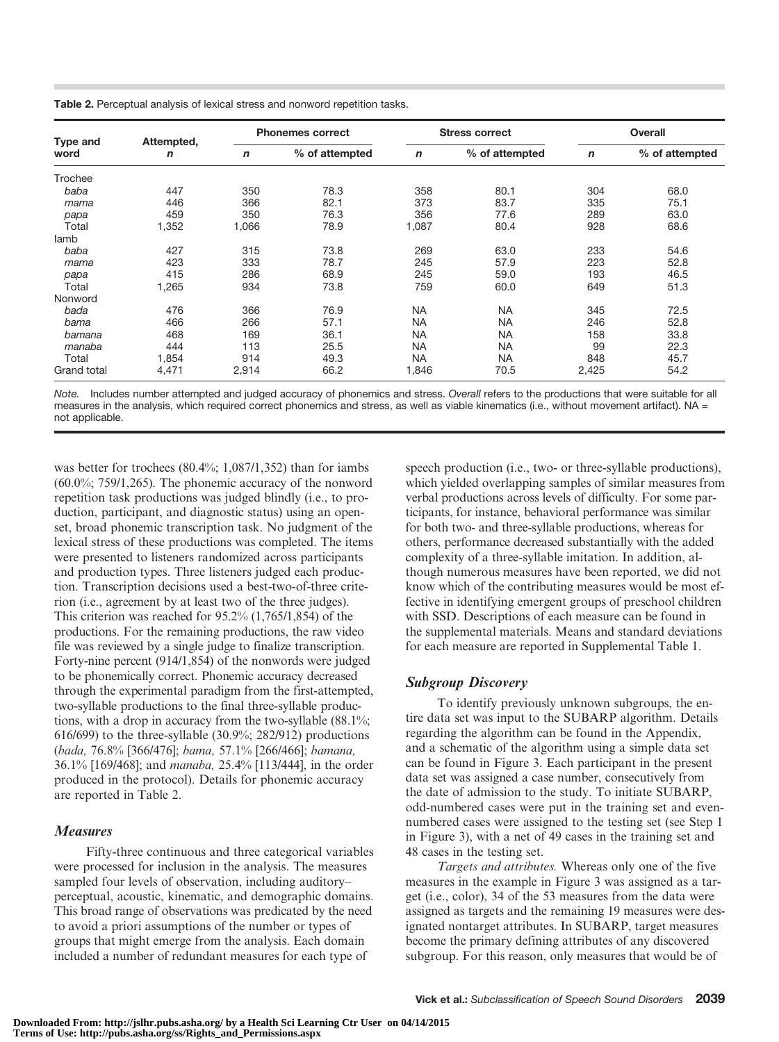**Table 2.** Perceptual analysis of lexical stress and nonword repetition tasks.

| Type and word | Attempted, *n* | Phonemes correct | | Stress correct | | Overall | |
|---|---|---|---|---|---|---|---|
| | | *n* | % of attempted | *n* | % of attempted | *n* | % of attempted |
| Trochee | | | | | | | |
| *baba* | 447 | 350 | 78.3 | 358 | 80.1 | 304 | 68.0 |
| *mama* | 446 | 366 | 82.1 | 373 | 83.7 | 335 | 75.1 |
| *papa* | 459 | 350 | 76.3 | 356 | 77.6 | 289 | 63.0 |
| Total | 1,352 | 1,066 | 78.9 | 1,087 | 80.4 | 928 | 68.6 |
| Iamb | | | | | | | |
| *baba* | 427 | 315 | 73.8 | 269 | 63.0 | 233 | 54.6 |
| *mama* | 423 | 333 | 78.7 | 245 | 57.9 | 223 | 52.8 |
| *papa* | 415 | 286 | 68.9 | 245 | 59.0 | 193 | 46.5 |
| Total | 1,265 | 934 | 73.8 | 759 | 60.0 | 649 | 51.3 |
| Nonword | | | | | | | |
| *bada* | 476 | 366 | 76.9 | NA | NA | 345 | 72.5 |
| *bama* | 466 | 266 | 57.1 | NA | NA | 246 | 52.8 |
| *bamana* | 468 | 169 | 36.1 | NA | NA | 158 | 33.8 |
| *manaba* | 444 | 113 | 25.5 | NA | NA | 99 | 22.3 |
| Total | 1,854 | 914 | 49.3 | NA | NA | 848 | 45.7 |
| Grand total | 4,471 | 2,914 | 66.2 | 1,846 | 70.5 | 2,425 | 54.2 |

*Note.* Includes number attempted and judged accuracy of phonemics and stress. *Overall* refers to the productions that were suitable for all measures in the analysis, which required correct phonemics and stress, as well as viable kinematics (i.e., without movement artifact). NA = not applicable.

was better for trochees (80.4%; 1,087/1,352) than for iambs (60.0%; 759/1,265). The phonemic accuracy of the nonword repetition task productions was judged blindly (i.e., to production, participant, and diagnostic status) using an open-set, broad phonemic transcription task. No judgment of the lexical stress of these productions was completed. The items were presented to listeners randomized across participants and production types. Three listeners judged each production. Transcription decisions used a best-two-of-three criterion (i.e., agreement by at least two of the three judges). This criterion was reached for 95.2% (1,765/1,854) of the productions. For the remaining productions, the raw video file was reviewed by a single judge to finalize transcription. Forty-nine percent (914/1,854) of the nonwords were judged to be phonemically correct. Phonemic accuracy decreased through the experimental paradigm from the first-attempted, two-syllable productions to the final three-syllable productions, with a drop in accuracy from the two-syllable (88.1%; 616/699) to the three-syllable (30.9%; 282/912) productions (*bada,* 76.8% [366/476]; *bama,* 57.1% [266/466]; *bamana,* 36.1% [169/468]; and *manaba,* 25.4% [113/444], in the order produced in the protocol). Details for phonemic accuracy are reported in Table 2.

### Measures

Fifty-three continuous and three categorical variables were processed for inclusion in the analysis. The measures sampled four levels of observation, including auditory–perceptual, acoustic, kinematic, and demographic domains. This broad range of observations was predicated by the need to avoid a priori assumptions of the number or types of groups that might emerge from the analysis. Each domain included a number of redundant measures for each type of speech production (i.e., two- or three-syllable productions), which yielded overlapping samples of similar measures from verbal productions across levels of difficulty. For some participants, for instance, behavioral performance was similar for both two- and three-syllable productions, whereas for others, performance decreased substantially with the added complexity of a three-syllable imitation. In addition, although numerous measures have been reported, we did not know which of the contributing measures would be most effective in identifying emergent groups of preschool children with SSD. Descriptions of each measure can be found in the supplemental materials. Means and standard deviations for each measure are reported in Supplemental Table 1.

### Subgroup Discovery

To identify previously unknown subgroups, the entire data set was input to the SUBARP algorithm. Details regarding the algorithm can be found in the Appendix, and a schematic of the algorithm using a simple data set can be found in Figure 3. Each participant in the present data set was assigned a case number, consecutively from the date of admission to the study. To initiate SUBARP, odd-numbered cases were put in the training set and even-numbered cases were assigned to the testing set (see Step 1 in Figure 3), with a net of 49 cases in the training set and 48 cases in the testing set.

*Targets and attributes.* Whereas only one of the five measures in the example in Figure 3 was assigned as a target (i.e., color), 34 of the 53 measures from the data were assigned as targets and the remaining 19 measures were designated nontarget attributes. In SUBARP, target measures become the primary defining attributes of any discovered subgroup. For this reason, only measures that would be of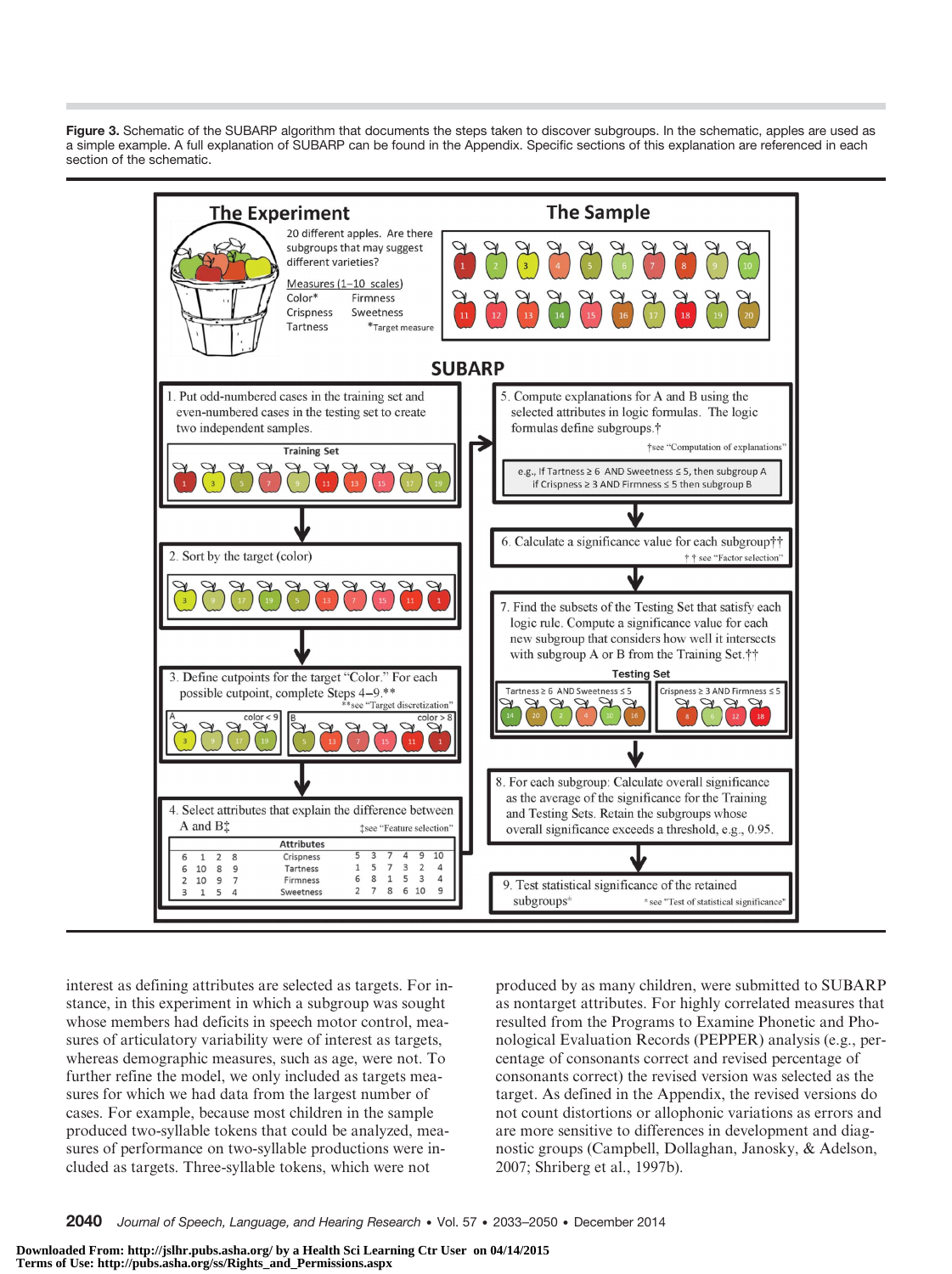**Figure 3.** Schematic of the SUBARP algorithm that documents the steps taken to discover subgroups. In the schematic, apples are used as a simple example. A full explanation of SUBARP can be found in the Appendix. Specific sections of this explanation are referenced in each section of the schematic.

**The Experiment**

20 different apples. Are there subgroups that may suggest different varieties?

Measures (1–10 scales)
Color* Firmness
Crispness Sweetness
Tartness *Target measure

**The Sample**

**SUBARP**

1. Put odd-numbered cases in the training set and even-numbered cases in the testing set to create two independent samples.

Training Set

2. Sort by the target (color)

3. Define cutpoints for the target "Color." For each possible cutpoint, complete Steps 4–9.**
**see "Target discretization"

A color < 9 B color > 8

4. Select attributes that explain the difference between A and B‡
‡see "Feature selection"

| | | | | Attributes | | | | | |
|---|---|---|---|---|---|---|---|---|---|
| 6 | 1 | 2 | 8 | Crispness | 5 | 3 | 7 | 4 | 9 | 10 |
| 6 | 10 | 8 | 9 | Tartness | 1 | 5 | 7 | 3 | 2 | 4 |
| 2 | 10 | 9 | 7 | Firmness | 6 | 8 | 1 | 5 | 3 | 4 |
| 3 | 1 | 5 | 4 | Sweetness | 2 | 7 | 8 | 6 | 10 | 9 |

5. Compute explanations for A and B using the selected attributes in logic formulas. The logic formulas define subgroups.†
†see "Computation of explanations"

e.g., If Tartness ≥ 6 AND Sweetness ≤ 5, then subgroup A
if Crispness ≥ 3 AND Firmness ≤ 5 then subgroup B

6. Calculate a significance value for each subgroup††
†† see "Factor selection"

7. Find the subsets of the Testing Set that satisfy each logic rule. Compute a significance value for each new subgroup that considers how well it intersects with subgroup A or B from the Training Set.††

Testing Set

Tartness ≥ 6 AND Sweetness ≤ 5 | Crispness ≥ 3 AND Firmness ≤ 5

8. For each subgroup: Calculate overall significance as the average of the significance for the Training and Testing Sets. Retain the subgroups whose overall significance exceeds a threshold, e.g., 0.95.

9. Test statistical significance of the retained subgroups±
± see "Test of statistical significance"

interest as defining attributes are selected as targets. For instance, in this experiment in which a subgroup was sought whose members had deficits in speech motor control, measures of articulatory variability were of interest as targets, whereas demographic measures, such as age, were not. To further refine the model, we only included as targets measures for which we had data from the largest number of cases. For example, because most children in the sample produced two-syllable tokens that could be analyzed, measures of performance on two-syllable productions were included as targets. Three-syllable tokens, which were not produced by as many children, were submitted to SUBARP as nontarget attributes. For highly correlated measures that resulted from the Programs to Examine Phonetic and Phonological Evaluation Records (PEPPER) analysis (e.g., percentage of consonants correct and revised percentage of consonants correct) the revised version was selected as the target. As defined in the Appendix, the revised versions do not count distortions or allophonic variations as errors and are more sensitive to differences in development and diagnostic groups (Campbell, Dollaghan, Janosky, & Adelson, 2007; Shriberg et al., 1997b).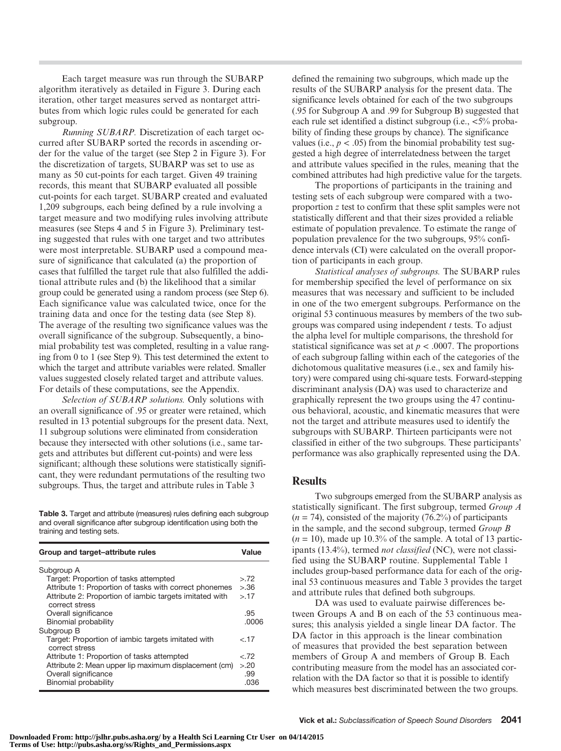Each target measure was run through the SUBARP algorithm iteratively as detailed in Figure 3. During each iteration, other target measures served as nontarget attributes from which logic rules could be generated for each subgroup.

*Running SUBARP.* Discretization of each target occurred after SUBARP sorted the records in ascending order for the value of the target (see Step 2 in Figure 3). For the discretization of targets, SUBARP was set to use as many as 50 cut-points for each target. Given 49 training records, this meant that SUBARP evaluated all possible cut-points for each target. SUBARP created and evaluated 1,209 subgroups, each being defined by a rule involving a target measure and two modifying rules involving attribute measures (see Steps 4 and 5 in Figure 3). Preliminary testing suggested that rules with one target and two attributes were most interpretable. SUBARP used a compound measure of significance that calculated (a) the proportion of cases that fulfilled the target rule that also fulfilled the additional attribute rules and (b) the likelihood that a similar group could be generated using a random process (see Step 6). Each significance value was calculated twice, once for the training data and once for the testing data (see Step 8). The average of the resulting two significance values was the overall significance of the subgroup. Subsequently, a binomial probability test was completed, resulting in a value ranging from 0 to 1 (see Step 9). This test determined the extent to which the target and attribute variables were related. Smaller values suggested closely related target and attribute values. For details of these computations, see the Appendix.

*Selection of SUBARP solutions.* Only solutions with an overall significance of .95 or greater were retained, which resulted in 13 potential subgroups for the present data. Next, 11 subgroup solutions were eliminated from consideration because they intersected with other solutions (i.e., same targets and attributes but different cut-points) and were less significant; although these solutions were statistically significant, they were redundant permutations of the resulting two subgroups. Thus, the target and attribute rules in Table 3 defined the remaining two subgroups, which made up the results of the SUBARP analysis for the present data. The significance levels obtained for each of the two subgroups (.95 for Subgroup A and .99 for Subgroup B) suggested that each rule set identified a distinct subgroup (i.e., <5% probability of finding these groups by chance). The significance values (i.e., $p < .05$) from the binomial probability test suggested a high degree of interrelatedness between the target and attribute values specified in the rules, meaning that the combined attributes had high predictive value for the targets.

**Table 3.** Target and attribute (measures) rules defining each subgroup and overall significance after subgroup identification using both the training and testing sets.

| Group and target–attribute rules | Value |
|---|---|
| Subgroup A | |
| Target: Proportion of tasks attempted | >.72 |
| Attribute 1: Proportion of tasks with correct phonemes | >.36 |
| Attribute 2: Proportion of iambic targets imitated with correct stress | >.17 |
| Overall significance | .95 |
| Binomial probability | .0006 |
| Subgroup B | |
| Target: Proportion of iambic targets imitated with correct stress | <.17 |
| Attribute 1: Proportion of tasks attempted | <.72 |
| Attribute 2: Mean upper lip maximum displacement (cm) | >.20 |
| Overall significance | .99 |
| Binomial probability | .036 |

The proportions of participants in the training and testing sets of each subgroup were compared with a two-proportion $z$ test to confirm that these split samples were not statistically different and that their sizes provided a reliable estimate of population prevalence. To estimate the range of population prevalence for the two subgroups, 95% confidence intervals (CI) were calculated on the overall proportion of participants in each group.

*Statistical analyses of subgroups.* The SUBARP rules for membership specified the level of performance on six measures that was necessary and sufficient to be included in one of the two emergent subgroups. Performance on the original 53 continuous measures by members of the two subgroups was compared using independent $t$ tests. To adjust the alpha level for multiple comparisons, the threshold for statistical significance was set at $p < .0007$. The proportions of each subgroup falling within each of the categories of the dichotomous qualitative measures (i.e., sex and family history) were compared using chi-square tests. Forward-stepping discriminant analysis (DA) was used to characterize and graphically represent the two groups using the 47 continuous behavioral, acoustic, and kinematic measures that were not the target and attribute measures used to identify the subgroups with SUBARP. Thirteen participants were not classified in either of the two subgroups. These participants' performance was also graphically represented using the DA.

## Results

Two subgroups emerged from the SUBARP analysis as statistically significant. The first subgroup, termed *Group A* ($n = 74$), consisted of the majority (76.2%) of participants in the sample, and the second subgroup, termed *Group B* ($n = 10$), made up 10.3% of the sample. A total of 13 participants (13.4%), termed *not classified* (NC), were not classified using the SUBARP routine. Supplemental Table 1 includes group-based performance data for each of the original 53 continuous measures and Table 3 provides the target and attribute rules that defined both subgroups.

DA was used to evaluate pairwise differences between Groups A and B on each of the 53 continuous measures; this analysis yielded a single linear DA factor. The DA factor in this approach is the linear combination of measures that provided the best separation between members of Group A and members of Group B. Each contributing measure from the model has an associated correlation with the DA factor so that it is possible to identify which measures best discriminated between the two groups.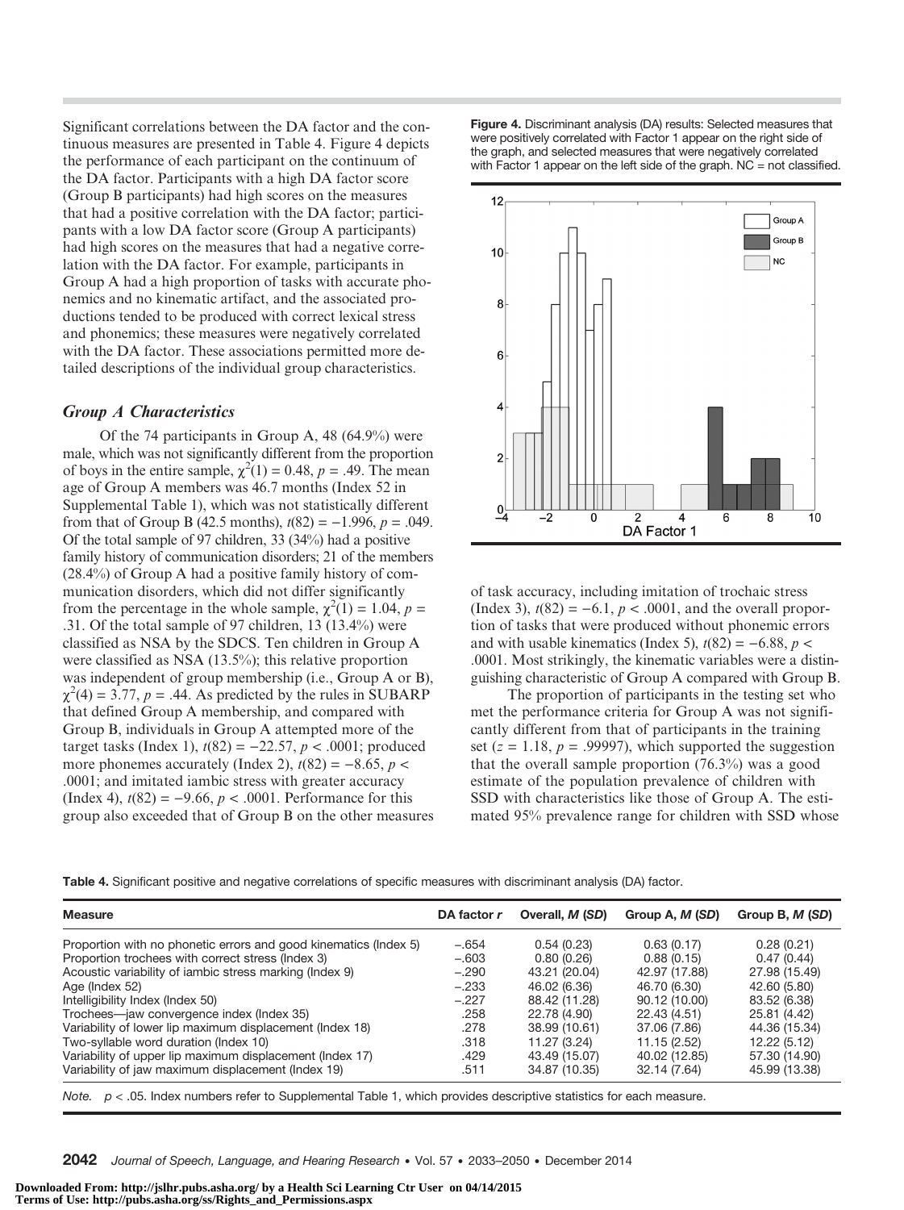Significant correlations between the DA factor and the continuous measures are presented in Table 4. Figure 4 depicts the performance of each participant on the continuum of the DA factor. Participants with a high DA factor score (Group B participants) had high scores on the measures that had a positive correlation with the DA factor; participants with a low DA factor score (Group A participants) had high scores on the measures that had a negative correlation with the DA factor. For example, participants in Group A had a high proportion of tasks with accurate phonemics and no kinematic artifact, and the associated productions tended to be produced with correct lexical stress and phonemics; these measures were negatively correlated with the DA factor. These associations permitted more detailed descriptions of the individual group characteristics.

**Figure 4.** Discriminant analysis (DA) results: Selected measures that were positively correlated with Factor 1 appear on the right side of the graph, and selected measures that were negatively correlated with Factor 1 appear on the left side of the graph. NC = not classified.

### *Group A Characteristics*

Of the 74 participants in Group A, 48 (64.9%) were male, which was not significantly different from the proportion of boys in the entire sample, $\chi^2(1) = 0.48$, $p = .49$. The mean age of Group A members was 46.7 months (Index 52 in Supplemental Table 1), which was not statistically different from that of Group B (42.5 months), $t(82) = -1.996$, $p = .049$. Of the total sample of 97 children, 33 (34%) had a positive family history of communication disorders; 21 of the members (28.4%) of Group A had a positive family history of communication disorders, which did not differ significantly from the percentage in the whole sample, $\chi^2(1) = 1.04$, $p = .31$. Of the total sample of 97 children, 13 (13.4%) were classified as NSA by the SDCS. Ten children in Group A were classified as NSA (13.5%); this relative proportion was independent of group membership (i.e., Group A or B), $\chi^2(4) = 3.77$, $p = .44$. As predicted by the rules in SUBARP that defined Group A membership, and compared with Group B, individuals in Group A attempted more of the target tasks (Index 1), $t(82) = -22.57$, $p < .0001$; produced more phonemes accurately (Index 2), $t(82) = -8.65$, $p < .0001$; and imitated iambic stress with greater accuracy (Index 4), $t(82) = -9.66$, $p < .0001$. Performance for this group also exceeded that of Group B on the other measures of task accuracy, including imitation of trochaic stress (Index 3), $t(82) = -6.1$, $p < .0001$, and the overall proportion of tasks that were produced without phonemic errors and with usable kinematics (Index 5), $t(82) = -6.88$, $p < .0001$. Most strikingly, the kinematic variables were a distinguishing characteristic of Group A compared with Group B.

The proportion of participants in the testing set who met the performance criteria for Group A was not significantly different from that of participants in the training set ($z = 1.18$, $p = .99997$), which supported the suggestion that the overall sample proportion (76.3%) was a good estimate of the population prevalence of children with SSD with characteristics like those of Group A. The estimated 95% prevalence range for children with SSD whose

**Table 4.** Significant positive and negative correlations of specific measures with discriminant analysis (DA) factor.

| Measure | DA factor *r* | Overall, *M* (*SD*) | Group A, *M* (*SD*) | Group B, *M* (*SD*) |
|---|---|---|---|---|
| Proportion with no phonetic errors and good kinematics (Index 5) | −.654 | 0.54 (0.23) | 0.63 (0.17) | 0.28 (0.21) |
| Proportion trochees with correct stress (Index 3) | −.603 | 0.80 (0.26) | 0.88 (0.15) | 0.47 (0.44) |
| Acoustic variability of iambic stress marking (Index 9) | −.290 | 43.21 (20.04) | 42.97 (17.88) | 27.98 (15.49) |
| Age (Index 52) | −.233 | 46.02 (6.36) | 46.70 (6.30) | 42.60 (5.80) |
| Intelligibility Index (Index 50) | −.227 | 88.42 (11.28) | 90.12 (10.00) | 83.52 (6.38) |
| Trochees—jaw convergence index (Index 35) | .258 | 22.78 (4.90) | 22.43 (4.51) | 25.81 (4.42) |
| Variability of lower lip maximum displacement (Index 18) | .278 | 38.99 (10.61) | 37.06 (7.86) | 44.36 (15.34) |
| Two-syllable word duration (Index 10) | .318 | 11.27 (3.24) | 11.15 (2.52) | 12.22 (5.12) |
| Variability of upper lip maximum displacement (Index 17) | .429 | 43.49 (15.07) | 40.02 (12.85) | 57.30 (14.90) |
| Variability of jaw maximum displacement (Index 19) | .511 | 34.87 (10.35) | 32.14 (7.64) | 45.99 (13.38) |

*Note.* $p < .05$. Index numbers refer to Supplemental Table 1, which provides descriptive statistics for each measure.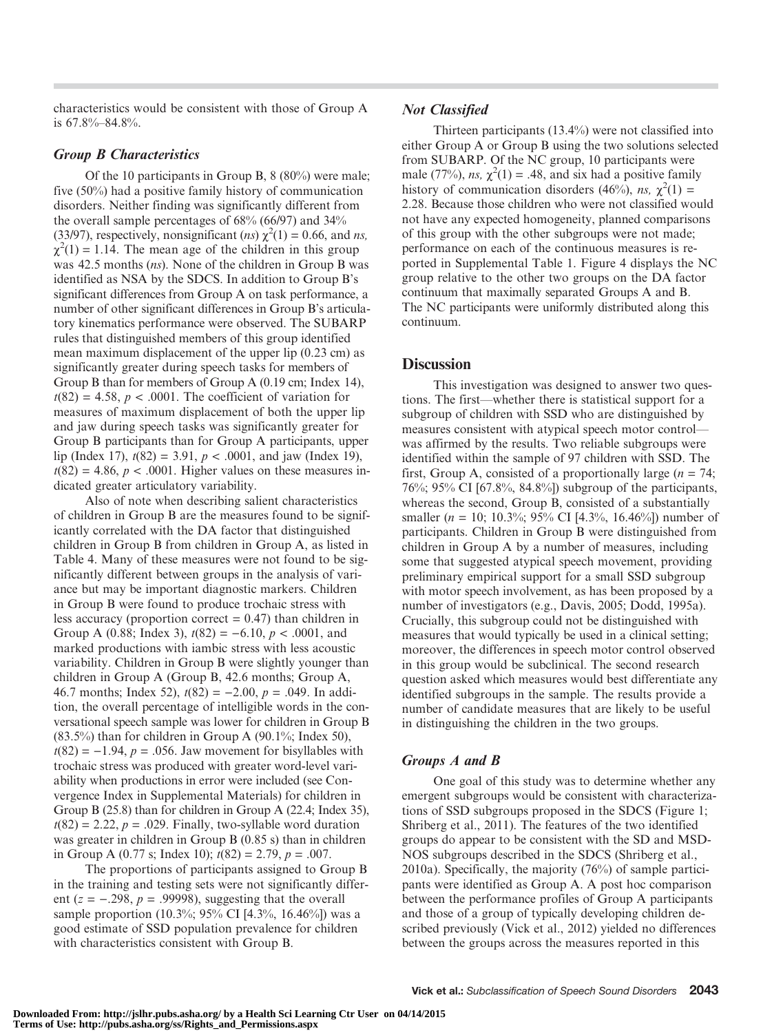characteristics would be consistent with those of Group A is 67.8%–84.8%.

### *Group B Characteristics*

Of the 10 participants in Group B, 8 (80%) were male; five (50%) had a positive family history of communication disorders. Neither finding was significantly different from the overall sample percentages of 68% (66/97) and 34% (33/97), respectively, nonsignificant (*ns*) $\chi^2(1) = 0.66$, and *ns*, $\chi^2(1) = 1.14$. The mean age of the children in this group was 42.5 months (*ns*). None of the children in Group B was identified as NSA by the SDCS. In addition to Group B's significant differences from Group A on task performance, a number of other significant differences in Group B's articulatory kinematics performance were observed. The SUBARP rules that distinguished members of this group identified mean maximum displacement of the upper lip (0.23 cm) as significantly greater during speech tasks for members of Group B than for members of Group A (0.19 cm; Index 14), $t(82) = 4.58$, $p < .0001$. The coefficient of variation for measures of maximum displacement of both the upper lip and jaw during speech tasks was significantly greater for Group B participants than for Group A participants, upper lip (Index 17), $t(82) = 3.91$, $p < .0001$, and jaw (Index 19), $t(82) = 4.86$, $p < .0001$. Higher values on these measures indicated greater articulatory variability.

Also of note when describing salient characteristics of children in Group B are the measures found to be significantly correlated with the DA factor that distinguished children in Group B from children in Group A, as listed in Table 4. Many of these measures were not found to be significantly different between groups in the analysis of variance but may be important diagnostic markers. Children in Group B were found to produce trochaic stress with less accuracy (proportion correct = 0.47) than children in Group A (0.88; Index 3), $t(82) = -6.10$, $p < .0001$, and marked productions with iambic stress with less acoustic variability. Children in Group B were slightly younger than children in Group A (Group B, 42.6 months; Group A, 46.7 months; Index 52), $t(82) = -2.00$, $p = .049$. In addition, the overall percentage of intelligible words in the conversational speech sample was lower for children in Group B (83.5%) than for children in Group A (90.1%; Index 50), $t(82) = -1.94$, $p = .056$. Jaw movement for bisyllables with trochaic stress was produced with greater word-level variability when productions in error were included (see Convergence Index in Supplemental Materials) for children in Group B (25.8) than for children in Group A (22.4; Index 35), $t(82) = 2.22$, $p = .029$. Finally, two-syllable word duration was greater in children in Group B (0.85 s) than in children in Group A (0.77 s; Index 10); $t(82) = 2.79$, $p = .007$.

The proportions of participants assigned to Group B in the training and testing sets were not significantly different ($z = -.298$, $p = .99998$), suggesting that the overall sample proportion (10.3%; 95% CI [4.3%, 16.46%]) was a good estimate of SSD population prevalence for children with characteristics consistent with Group B.

### *Not Classified*

Thirteen participants (13.4%) were not classified into either Group A or Group B using the two solutions selected from SUBARP. Of the NC group, 10 participants were male (77%), *ns*, $\chi^2(1) = .48$, and six had a positive family history of communication disorders (46%), *ns*, $\chi^2(1) = 2.28$. Because those children who were not classified would not have any expected homogeneity, planned comparisons of this group with the other subgroups were not made; performance on each of the continuous measures is reported in Supplemental Table 1. Figure 4 displays the NC group relative to the other two groups on the DA factor continuum that maximally separated Groups A and B. The NC participants were uniformly distributed along this continuum.

## Discussion

This investigation was designed to answer two questions. The first—whether there is statistical support for a subgroup of children with SSD who are distinguished by measures consistent with atypical speech motor control—was affirmed by the results. Two reliable subgroups were identified within the sample of 97 children with SSD. The first, Group A, consisted of a proportionally large ($n = 74$; 76%; 95% CI [67.8%, 84.8%]) subgroup of the participants, whereas the second, Group B, consisted of a substantially smaller ($n = 10$; 10.3%; 95% CI [4.3%, 16.46%]) number of participants. Children in Group B were distinguished from children in Group A by a number of measures, including some that suggested atypical speech movement, providing preliminary empirical support for a small SSD subgroup with motor speech involvement, as has been proposed by a number of investigators (e.g., Davis, 2005; Dodd, 1995a). Crucially, this subgroup could not be distinguished with measures that would typically be used in a clinical setting; moreover, the differences in speech motor control observed in this group would be subclinical. The second research question asked which measures would best differentiate any identified subgroups in the sample. The results provide a number of candidate measures that are likely to be useful in distinguishing the children in the two groups.

### *Groups A and B*

One goal of this study was to determine whether any emergent subgroups would be consistent with characterizations of SSD subgroups proposed in the SDCS (Figure 1; Shriberg et al., 2011). The features of the two identified groups do appear to be consistent with the SD and MSD-NOS subgroups described in the SDCS (Shriberg et al., 2010a). Specifically, the majority (76%) of sample participants were identified as Group A. A post hoc comparison between the performance profiles of Group A participants and those of a group of typically developing children described previously (Vick et al., 2012) yielded no differences between the groups across the measures reported in this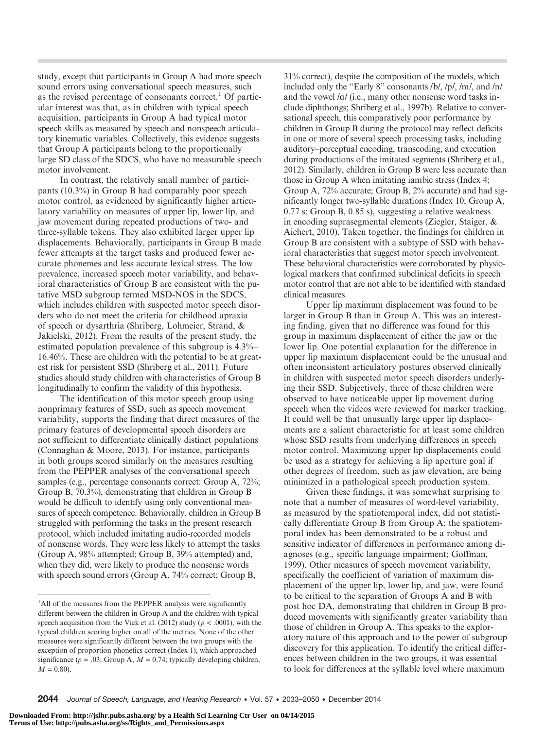study, except that participants in Group A had more speech sound errors using conversational speech measures, such as the revised percentage of consonants correct.[1] Of particular interest was that, as in children with typical speech acquisition, participants in Group A had typical motor speech skills as measured by speech and nonspeech articulatory kinematic variables. Collectively, this evidence suggests that Group A participants belong to the proportionally large SD class of the SDCS, who have no measurable speech motor involvement.

In contrast, the relatively small number of participants (10.3%) in Group B had comparably poor speech motor control, as evidenced by significantly higher articulatory variability on measures of upper lip, lower lip, and jaw movement during repeated productions of two- and three-syllable tokens. They also exhibited larger upper lip displacements. Behaviorally, participants in Group B made fewer attempts at the target tasks and produced fewer accurate phonemes and less accurate lexical stress. The low prevalence, increased speech motor variability, and behavioral characteristics of Group B are consistent with the putative MSD subgroup termed MSD-NOS in the SDCS, which includes children with suspected motor speech disorders who do not meet the criteria for childhood apraxia of speech or dysarthria (Shriberg, Lohmeier, Strand, & Jakielski, 2012). From the results of the present study, the estimated population prevalence of this subgroup is 4.3%–16.46%. These are children with the potential to be at greatest risk for persistent SSD (Shriberg et al., 2011). Future studies should study children with characteristics of Group B longitudinally to confirm the validity of this hypothesis.

The identification of this motor speech group using nonprimary features of SSD, such as speech movement variability, supports the finding that direct measures of the primary features of developmental speech disorders are not sufficient to differentiate clinically distinct populations (Connaghan & Moore, 2013). For instance, participants in both groups scored similarly on the measures resulting from the PEPPER analyses of the conversational speech samples (e.g., percentage consonants correct: Group A, 72%; Group B, 70.3%), demonstrating that children in Group B would be difficult to identify using only conventional measures of speech competence. Behaviorally, children in Group B struggled with performing the tasks in the present research protocol, which included imitating audio-recorded models of nonsense words. They were less likely to attempt the tasks (Group A, 98% attempted; Group B, 39% attempted) and, when they did, were likely to produce the nonsense words with speech sound errors (Group A, 74% correct; Group B, 31% correct), despite the composition of the models, which included only the "Early 8" consonants /b/, /p/, /m/, and /n/ and the vowel /ɑ/ (i.e., many other nonsense word tasks include diphthongs; Shriberg et al., 1997b). Relative to conversational speech, this comparatively poor performance by children in Group B during the protocol may reflect deficits in one or more of several speech processing tasks, including auditory–perceptual encoding, transcoding, and execution during productions of the imitated segments (Shriberg et al., 2012). Similarly, children in Group B were less accurate than those in Group A when imitating iambic stress (Index 4; Group A, 72% accurate; Group B, 2% accurate) and had significantly longer two-syllable durations (Index 10; Group A, 0.77 s; Group B, 0.85 s), suggesting a relative weakness in encoding suprasegmental elements (Ziegler, Staiger, & Aichert, 2010). Taken together, the findings for children in Group B are consistent with a subtype of SSD with behavioral characteristics that suggest motor speech involvement. These behavioral characteristics were corroborated by physiological markers that confirmed subclinical deficits in speech motor control that are not able to be identified with standard clinical measures.

Upper lip maximum displacement was found to be larger in Group B than in Group A. This was an interesting finding, given that no difference was found for this group in maximum displacement of either the jaw or the lower lip. One potential explanation for the difference in upper lip maximum displacement could be the unusual and often inconsistent articulatory postures observed clinically in children with suspected motor speech disorders underlying their SSD. Subjectively, three of these children were observed to have noticeable upper lip movement during speech when the videos were reviewed for marker tracking. It could well be that unusually large upper lip displacements are a salient characteristic for at least some children whose SSD results from underlying differences in speech motor control. Maximizing upper lip displacements could be used as a strategy for achieving a lip aperture goal if other degrees of freedom, such as jaw elevation, are being minimized in a pathological speech production system.

Given these findings, it was somewhat surprising to note that a number of measures of word-level variability, as measured by the spatiotemporal index, did not statistically differentiate Group B from Group A; the spatiotemporal index has been demonstrated to be a robust and sensitive indicator of differences in performance among diagnoses (e.g., specific language impairment; Goffman, 1999). Other measures of speech movement variability, specifically the coefficient of variation of maximum displacement of the upper lip, lower lip, and jaw, were found to be critical to the separation of Groups A and B with post hoc DA, demonstrating that children in Group B produced movements with significantly greater variability than those of children in Group A. This speaks to the exploratory nature of this approach and to the power of subgroup discovery for this application. To identify the critical differences between children in the two groups, it was essential to look for differences at the syllable level where maximum

[1] All of the measures from the PEPPER analysis were significantly different between the children in Group A and the children with typical speech acquisition from the Vick et al. (2012) study ($p < .0001$), with the typical children scoring higher on all of the metrics. None of the other measures were significantly different between the two groups with the exception of proportion phonetics correct (Index 1), which approached significance ($p = .03$; Group A, $M = 0.74$; typically developing children, $M = 0.80$).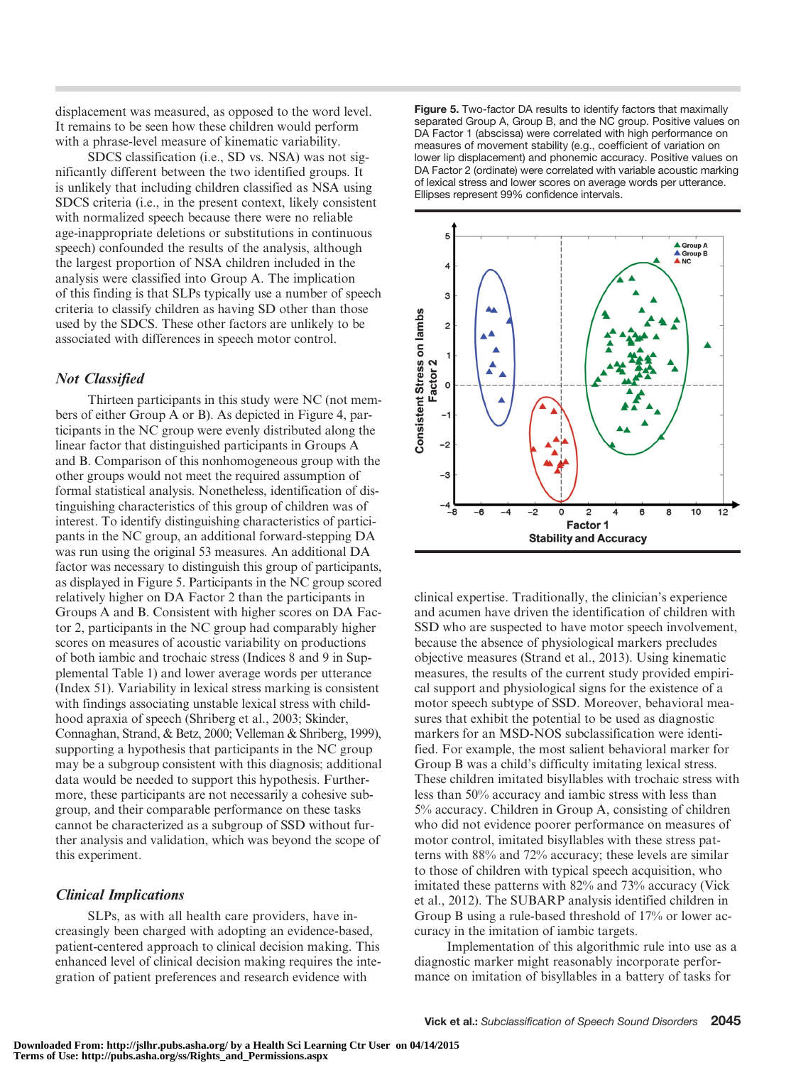displacement was measured, as opposed to the word level. It remains to be seen how these children would perform with a phrase-level measure of kinematic variability.

SDCS classification (i.e., SD vs. NSA) was not significantly different between the two identified groups. It is unlikely that including children classified as NSA using SDCS criteria (i.e., in the present context, likely consistent with normalized speech because there were no reliable age-inappropriate deletions or substitutions in continuous speech) confounded the results of the analysis, although the largest proportion of NSA children included in the analysis were classified into Group A. The implication of this finding is that SLPs typically use a number of speech criteria to classify children as having SD other than those used by the SDCS. These other factors are unlikely to be associated with differences in speech motor control.

### *Not Classified*

Thirteen participants in this study were NC (not members of either Group A or B). As depicted in Figure 4, participants in the NC group were evenly distributed along the linear factor that distinguished participants in Groups A and B. Comparison of this nonhomogeneous group with the other groups would not meet the required assumption of formal statistical analysis. Nonetheless, identification of distinguishing characteristics of this group of children was of interest. To identify distinguishing characteristics of participants in the NC group, an additional forward-stepping DA was run using the original 53 measures. An additional DA factor was necessary to distinguish this group of participants, as displayed in Figure 5. Participants in the NC group scored relatively higher on DA Factor 2 than the participants in Groups A and B. Consistent with higher scores on DA Factor 2, participants in the NC group had comparably higher scores on measures of acoustic variability on productions of both iambic and trochaic stress (Indices 8 and 9 in Supplemental Table 1) and lower average words per utterance (Index 51). Variability in lexical stress marking is consistent with findings associating unstable lexical stress with childhood apraxia of speech (Shriberg et al., 2003; Skinder, Connaghan, Strand, & Betz, 2000; Velleman & Shriberg, 1999), supporting a hypothesis that participants in the NC group may be a subgroup consistent with this diagnosis; additional data would be needed to support this hypothesis. Furthermore, these participants are not necessarily a cohesive subgroup, and their comparable performance on these tasks cannot be characterized as a subgroup of SSD without further analysis and validation, which was beyond the scope of this experiment.

**Figure 5.** Two-factor DA results to identify factors that maximally separated Group A, Group B, and the NC group. Positive values on DA Factor 1 (abscissa) were correlated with high performance on measures of movement stability (e.g., coefficient of variation on lower lip displacement) and phonemic accuracy. Positive values on DA Factor 2 (ordinate) were correlated with variable acoustic marking of lexical stress and lower scores on average words per utterance. Ellipses represent 99% confidence intervals.

### *Clinical Implications*

SLPs, as with all health care providers, have increasingly been charged with adopting an evidence-based, patient-centered approach to clinical decision making. This enhanced level of clinical decision making requires the integration of patient preferences and research evidence with clinical expertise. Traditionally, the clinician's experience and acumen have driven the identification of children with SSD who are suspected to have motor speech involvement, because the absence of physiological markers precludes objective measures (Strand et al., 2013). Using kinematic measures, the results of the current study provided empirical support and physiological signs for the existence of a motor speech subtype of SSD. Moreover, behavioral measures that exhibit the potential to be used as diagnostic markers for an MSD-NOS subclassification were identified. For example, the most salient behavioral marker for Group B was a child's difficulty imitating lexical stress. These children imitated bisyllables with trochaic stress with less than 50% accuracy and iambic stress with less than 5% accuracy. Children in Group A, consisting of children who did not evidence poorer performance on measures of motor control, imitated bisyllables with these stress patterns with 88% and 72% accuracy; these levels are similar to those of children with typical speech acquisition, who imitated these patterns with 82% and 73% accuracy (Vick et al., 2012). The SUBARP analysis identified children in Group B using a rule-based threshold of 17% or lower accuracy in the imitation of iambic targets.

Implementation of this algorithmic rule into use as a diagnostic marker might reasonably incorporate performance on imitation of bisyllables in a battery of tasks for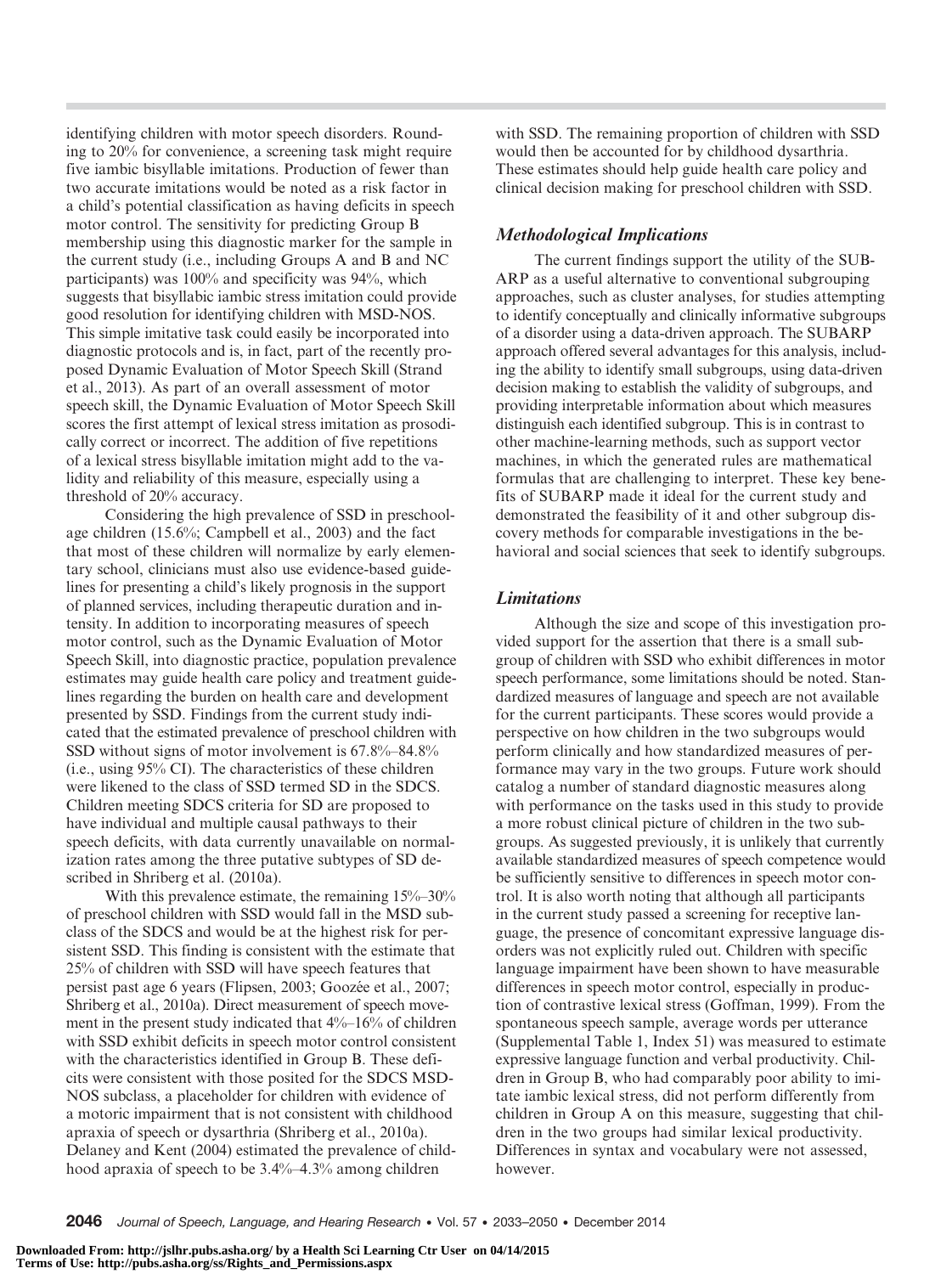identifying children with motor speech disorders. Rounding to 20% for convenience, a screening task might require five iambic bisyllable imitations. Production of fewer than two accurate imitations would be noted as a risk factor in a child's potential classification as having deficits in speech motor control. The sensitivity for predicting Group B membership using this diagnostic marker for the sample in the current study (i.e., including Groups A and B and NC participants) was 100% and specificity was 94%, which suggests that bisyllabic iambic stress imitation could provide good resolution for identifying children with MSD-NOS. This simple imitative task could easily be incorporated into diagnostic protocols and is, in fact, part of the recently proposed Dynamic Evaluation of Motor Speech Skill (Strand et al., 2013). As part of an overall assessment of motor speech skill, the Dynamic Evaluation of Motor Speech Skill scores the first attempt of lexical stress imitation as prosodically correct or incorrect. The addition of five repetitions of a lexical stress bisyllable imitation might add to the validity and reliability of this measure, especially using a threshold of 20% accuracy.

Considering the high prevalence of SSD in preschool-age children (15.6%; Campbell et al., 2003) and the fact that most of these children will normalize by early elementary school, clinicians must also use evidence-based guidelines for presenting a child's likely prognosis in the support of planned services, including therapeutic duration and intensity. In addition to incorporating measures of speech motor control, such as the Dynamic Evaluation of Motor Speech Skill, into diagnostic practice, population prevalence estimates may guide health care policy and treatment guidelines regarding the burden on health care and development presented by SSD. Findings from the current study indicated that the estimated prevalence of preschool children with SSD without signs of motor involvement is 67.8%–84.8% (i.e., using 95% CI). The characteristics of these children were likened to the class of SSD termed SD in the SDCS. Children meeting SDCS criteria for SD are proposed to have individual and multiple causal pathways to their speech deficits, with data currently unavailable on normalization rates among the three putative subtypes of SD described in Shriberg et al. (2010a).

With this prevalence estimate, the remaining 15%–30% of preschool children with SSD would fall in the MSD subclass of the SDCS and would be at the highest risk for persistent SSD. This finding is consistent with the estimate that 25% of children with SSD will have speech features that persist past age 6 years (Flipsen, 2003; Goozée et al., 2007; Shriberg et al., 2010a). Direct measurement of speech movement in the present study indicated that 4%–16% of children with SSD exhibit deficits in speech motor control consistent with the characteristics identified in Group B. These deficits were consistent with those posited for the SDCS MSD-NOS subclass, a placeholder for children with evidence of a motoric impairment that is not consistent with childhood apraxia of speech or dysarthria (Shriberg et al., 2010a). Delaney and Kent (2004) estimated the prevalence of childhood apraxia of speech to be 3.4%–4.3% among children with SSD. The remaining proportion of children with SSD would then be accounted for by childhood dysarthria. These estimates should help guide health care policy and clinical decision making for preschool children with SSD.

### *Methodological Implications*

The current findings support the utility of the SUBARP as a useful alternative to conventional subgrouping approaches, such as cluster analyses, for studies attempting to identify conceptually and clinically informative subgroups of a disorder using a data-driven approach. The SUBARP approach offered several advantages for this analysis, including the ability to identify small subgroups, using data-driven decision making to establish the validity of subgroups, and providing interpretable information about which measures distinguish each identified subgroup. This is in contrast to other machine-learning methods, such as support vector machines, in which the generated rules are mathematical formulas that are challenging to interpret. These key benefits of SUBARP made it ideal for the current study and demonstrated the feasibility of it and other subgroup discovery methods for comparable investigations in the behavioral and social sciences that seek to identify subgroups.

### *Limitations*

Although the size and scope of this investigation provided support for the assertion that there is a small subgroup of children with SSD who exhibit differences in motor speech performance, some limitations should be noted. Standardized measures of language and speech are not available for the current participants. These scores would provide a perspective on how children in the two subgroups would perform clinically and how standardized measures of performance may vary in the two groups. Future work should catalog a number of standard diagnostic measures along with performance on the tasks used in this study to provide a more robust clinical picture of children in the two subgroups. As suggested previously, it is unlikely that currently available standardized measures of speech competence would be sufficiently sensitive to differences in speech motor control. It is also worth noting that although all participants in the current study passed a screening for receptive language, the presence of concomitant expressive language disorders was not explicitly ruled out. Children with specific language impairment have been shown to have measurable differences in speech motor control, especially in production of contrastive lexical stress (Goffman, 1999). From the spontaneous speech sample, average words per utterance (Supplemental Table 1, Index 51) was measured to estimate expressive language function and verbal productivity. Children in Group B, who had comparably poor ability to imitate iambic lexical stress, did not perform differently from children in Group A on this measure, suggesting that children in the two groups had similar lexical productivity. Differences in syntax and vocabulary were not assessed, however.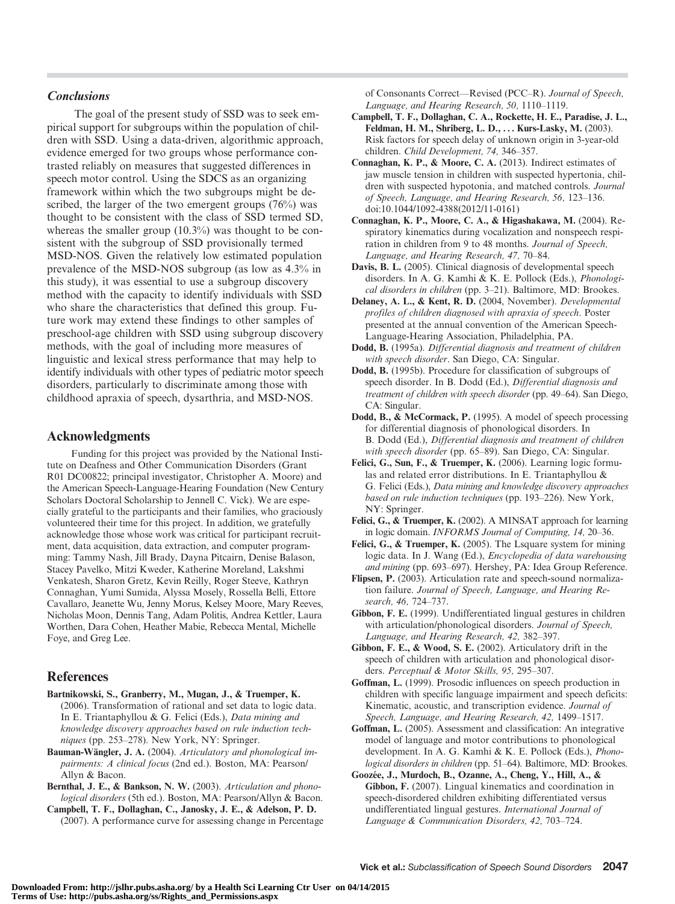## Conclusions

The goal of the present study of SSD was to seek empirical support for subgroups within the population of children with SSD. Using a data-driven, algorithmic approach, evidence emerged for two groups whose performance contrasted reliably on measures that suggested differences in speech motor control. Using the SDCS as an organizing framework within which the two subgroups might be described, the larger of the two emergent groups (76%) was thought to be consistent with the class of SSD termed SD, whereas the smaller group (10.3%) was thought to be consistent with the subgroup of SSD provisionally termed MSD-NOS. Given the relatively low estimated population prevalence of the MSD-NOS subgroup (as low as 4.3% in this study), it was essential to use a subgroup discovery method with the capacity to identify individuals with SSD who share the characteristics that defined this group. Future work may extend these findings to other samples of preschool-age children with SSD using subgroup discovery methods, with the goal of including more measures of linguistic and lexical stress performance that may help to identify individuals with other types of pediatric motor speech disorders, particularly to discriminate among those with childhood apraxia of speech, dysarthria, and MSD-NOS.

## Acknowledgments

Funding for this project was provided by the National Institute on Deafness and Other Communication Disorders (Grant R01 DC00822; principal investigator, Christopher A. Moore) and the American Speech-Language-Hearing Foundation (New Century Scholars Doctoral Scholarship to Jennell C. Vick). We are especially grateful to the participants and their families, who graciously volunteered their time for this project. In addition, we gratefully acknowledge those whose work was critical for participant recruitment, data acquisition, data extraction, and computer programming: Tammy Nash, Jill Brady, Dayna Pitcairn, Denise Balason, Stacey Pavelko, Mitzi Kweder, Katherine Moreland, Lakshmi Venkatesh, Sharon Gretz, Kevin Reilly, Roger Steeve, Kathryn Connaghan, Yumi Sumida, Alyssa Mosely, Rossella Belli, Ettore Cavallaro, Jeanette Wu, Jenny Morus, Kelsey Moore, Mary Reeves, Nicholas Moon, Dennis Tang, Adam Politis, Andrea Kettler, Laura Worthen, Dara Cohen, Heather Mabie, Rebecca Mental, Michelle Foye, and Greg Lee.

## References

**Bartnikowski, S., Granberry, M., Mugan, J., & Truemper, K.** (2006). Transformation of rational and set data to logic data. In E. Triantaphyllou & G. Felici (Eds.), *Data mining and knowledge discovery approaches based on rule induction techniques* (pp. 253–278). New York, NY: Springer.

**Bauman-Wängler, J. A.** (2004). *Articulatory and phonological impairments: A clinical focus* (2nd ed.). Boston, MA: Pearson/Allyn & Bacon.

**Bernthal, J. E., & Bankson, N. W.** (2003). *Articulation and phonological disorders* (5th ed.). Boston, MA: Pearson/Allyn & Bacon.

**Campbell, T. F., Dollaghan, C., Janosky, J. E., & Adelson, P. D.** (2007). A performance curve for assessing change in Percentage of Consonants Correct—Revised (PCC–R). *Journal of Speech, Language, and Hearing Research, 50,* 1110–1119.

**Campbell, T. F., Dollaghan, C. A., Rockette, H. E., Paradise, J. L., Feldman, H. M., Shriberg, L. D., . . . Kurs-Lasky, M.** (2003). Risk factors for speech delay of unknown origin in 3-year-old children. *Child Development, 74,* 346–357.

**Connaghan, K. P., & Moore, C. A.** (2013). Indirect estimates of jaw muscle tension in children with suspected hypertonia, children with suspected hypotonia, and matched controls. *Journal of Speech, Language, and Hearing Research, 56,* 123–136. doi:10.1044/1092-4388(2012/11-0161)

**Connaghan, K. P., Moore, C. A., & Higashakawa, M.** (2004). Respiratory kinematics during vocalization and nonspeech respiration in children from 9 to 48 months. *Journal of Speech, Language, and Hearing Research, 47,* 70–84.

**Davis, B. L.** (2005). Clinical diagnosis of developmental speech disorders. In A. G. Kamhi & K. E. Pollock (Eds.), *Phonological disorders in children* (pp. 3–21). Baltimore, MD: Brookes.

**Delaney, A. L., & Kent, R. D.** (2004, November). *Developmental profiles of children diagnosed with apraxia of speech*. Poster presented at the annual convention of the American Speech-Language-Hearing Association, Philadelphia, PA.

**Dodd, B.** (1995a). *Differential diagnosis and treatment of children with speech disorder*. San Diego, CA: Singular.

**Dodd, B.** (1995b). Procedure for classification of subgroups of speech disorder. In B. Dodd (Ed.), *Differential diagnosis and treatment of children with speech disorder* (pp. 49–64). San Diego, CA: Singular.

**Dodd, B., & McCormack, P.** (1995). A model of speech processing for differential diagnosis of phonological disorders. In B. Dodd (Ed.), *Differential diagnosis and treatment of children with speech disorder* (pp. 65–89). San Diego, CA: Singular.

**Felici, G., Sun, F., & Truemper, K.** (2006). Learning logic formulas and related error distributions. In E. Triantaphyllou & G. Felici (Eds.), *Data mining and knowledge discovery approaches based on rule induction techniques* (pp. 193–226). New York, NY: Springer.

**Felici, G., & Truemper, K.** (2002). A MINSAT approach for learning in logic domain. *INFORMS Journal of Computing, 14,* 20–36.

**Felici, G., & Truemper, K.** (2005). The Lsquare system for mining logic data. In J. Wang (Ed.), *Encyclopedia of data warehousing and mining* (pp. 693–697). Hershey, PA: Idea Group Reference.

**Flipsen, P.** (2003). Articulation rate and speech-sound normalization failure. *Journal of Speech, Language, and Hearing Research, 46,* 724–737.

**Gibbon, F. E.** (1999). Undifferentiated lingual gestures in children with articulation/phonological disorders. *Journal of Speech, Language, and Hearing Research, 42,* 382–397.

**Gibbon, F. E., & Wood, S. E.** (2002). Articulatory drift in the speech of children with articulation and phonological disorders. *Perceptual & Motor Skills, 95,* 295–307.

**Goffman, L.** (1999). Prosodic influences on speech production in children with specific language impairment and speech deficits: Kinematic, acoustic, and transcription evidence. *Journal of Speech, Language, and Hearing Research, 42,* 1499–1517.

**Goffman, L.** (2005). Assessment and classification: An integrative model of language and motor contributions to phonological development. In A. G. Kamhi & K. E. Pollock (Eds.), *Phonological disorders in children* (pp. 51–64). Baltimore, MD: Brookes.

**Goozée, J., Murdoch, B., Ozanne, A., Cheng, Y., Hill, A., & Gibbon, F.** (2007). Lingual kinematics and coordination in speech-disordered children exhibiting differentiated versus undifferentiated lingual gestures. *International Journal of Language & Communication Disorders, 42,* 703–724.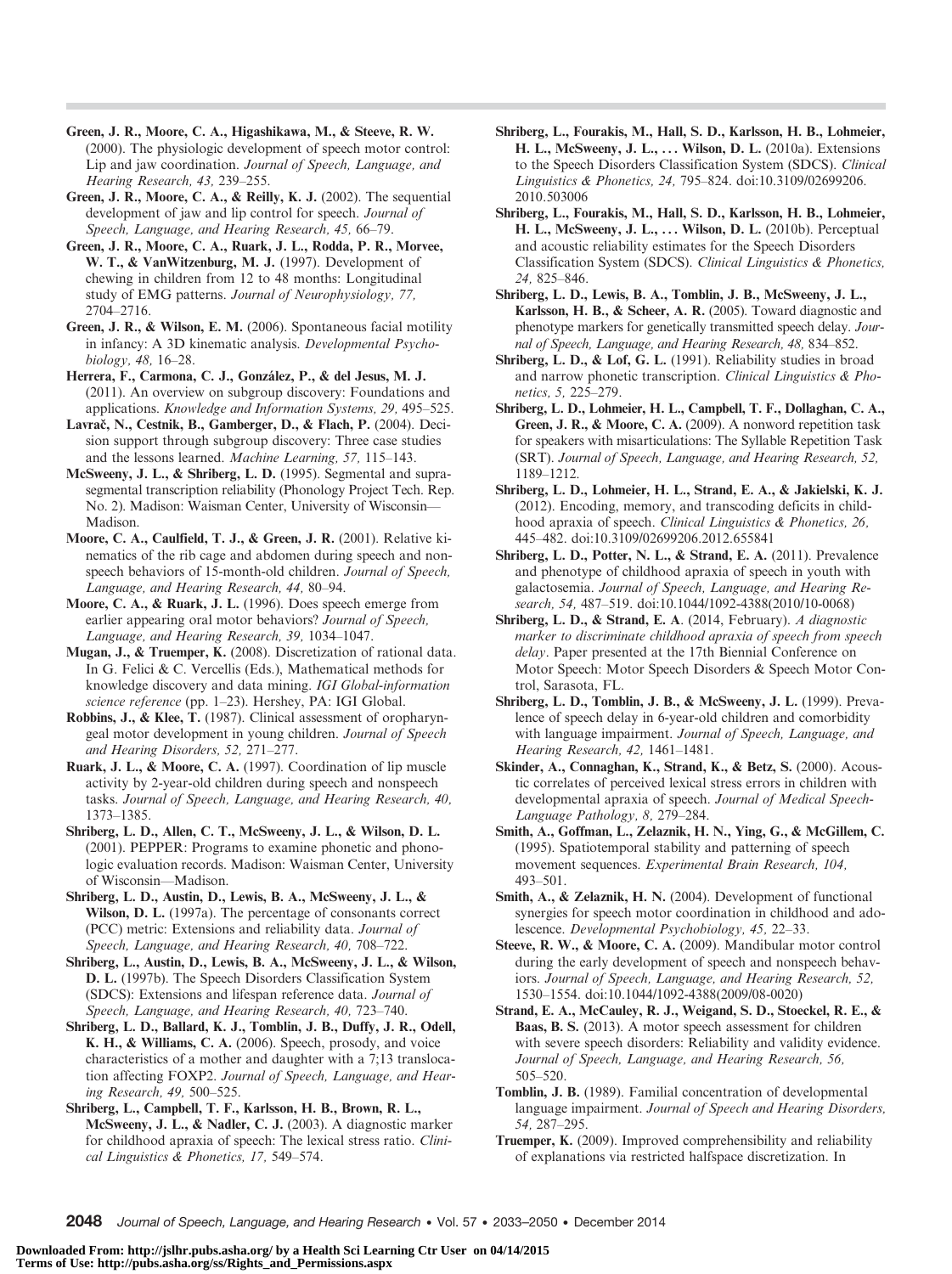**Green, J. R., Moore, C. A., Higashikawa, M., & Steeve, R. W.** (2000). The physiologic development of speech motor control: Lip and jaw coordination. *Journal of Speech, Language, and Hearing Research, 43,* 239–255.

**Green, J. R., Moore, C. A., & Reilly, K. J.** (2002). The sequential development of jaw and lip control for speech. *Journal of Speech, Language, and Hearing Research, 45,* 66–79.

**Green, J. R., Moore, C. A., Ruark, J. L., Rodda, P. R., Morvee, W. T., & VanWitzenburg, M. J.** (1997). Development of chewing in children from 12 to 48 months: Longitudinal study of EMG patterns. *Journal of Neurophysiology, 77,* 2704–2716.

**Green, J. R., & Wilson, E. M.** (2006). Spontaneous facial motility in infancy: A 3D kinematic analysis. *Developmental Psychobiology, 48,* 16–28.

**Herrera, F., Carmona, C. J., González, P., & del Jesus, M. J.** (2011). An overview on subgroup discovery: Foundations and applications. *Knowledge and Information Systems, 29,* 495–525.

**Lavrač, N., Cestnik, B., Gamberger, D., & Flach, P.** (2004). Decision support through subgroup discovery: Three case studies and the lessons learned. *Machine Learning, 57,* 115–143.

**McSweeny, J. L., & Shriberg, L. D.** (1995). Segmental and suprasegmental transcription reliability (Phonology Project Tech. Rep. No. 2). Madison: Waisman Center, University of Wisconsin—Madison.

**Moore, C. A., Caulfield, T. J., & Green, J. R.** (2001). Relative kinematics of the rib cage and abdomen during speech and nonspeech behaviors of 15-month-old children. *Journal of Speech, Language, and Hearing Research, 44,* 80–94.

**Moore, C. A., & Ruark, J. L.** (1996). Does speech emerge from earlier appearing oral motor behaviors? *Journal of Speech, Language, and Hearing Research, 39,* 1034–1047.

**Mugan, J., & Truemper, K.** (2008). Discretization of rational data. In G. Felici & C. Vercellis (Eds.), Mathematical methods for knowledge discovery and data mining. *IGI Global-information science reference* (pp. 1–23). Hershey, PA: IGI Global.

**Robbins, J., & Klee, T.** (1987). Clinical assessment of oropharyngeal motor development in young children. *Journal of Speech and Hearing Disorders, 52,* 271–277.

**Ruark, J. L., & Moore, C. A.** (1997). Coordination of lip muscle activity by 2-year-old children during speech and nonspeech tasks. *Journal of Speech, Language, and Hearing Research, 40,* 1373–1385.

**Shriberg, L. D., Allen, C. T., McSweeny, J. L., & Wilson, D. L.** (2001). PEPPER: Programs to examine phonetic and phonologic evaluation records. Madison: Waisman Center, University of Wisconsin—Madison.

**Shriberg, L. D., Austin, D., Lewis, B. A., McSweeny, J. L., & Wilson, D. L.** (1997a). The percentage of consonants correct (PCC) metric: Extensions and reliability data. *Journal of Speech, Language, and Hearing Research, 40,* 708–722.

**Shriberg, L., Austin, D., Lewis, B. A., McSweeny, J. L., & Wilson, D. L.** (1997b). The Speech Disorders Classification System (SDCS): Extensions and lifespan reference data. *Journal of Speech, Language, and Hearing Research, 40,* 723–740.

**Shriberg, L. D., Ballard, K. J., Tomblin, J. B., Duffy, J. R., Odell, K. H., & Williams, C. A.** (2006). Speech, prosody, and voice characteristics of a mother and daughter with a 7;13 translocation affecting FOXP2. *Journal of Speech, Language, and Hearing Research, 49,* 500–525.

**Shriberg, L., Campbell, T. F., Karlsson, H. B., Brown, R. L., McSweeny, J. L., & Nadler, C. J.** (2003). A diagnostic marker for childhood apraxia of speech: The lexical stress ratio. *Clinical Linguistics & Phonetics, 17,* 549–574.

**Shriberg, L., Fourakis, M., Hall, S. D., Karlsson, H. B., Lohmeier, H. L., McSweeny, J. L., . . . Wilson, D. L.** (2010a). Extensions to the Speech Disorders Classification System (SDCS). *Clinical Linguistics & Phonetics, 24,* 795–824. doi:10.3109/02699206.2010.503006

**Shriberg, L., Fourakis, M., Hall, S. D., Karlsson, H. B., Lohmeier, H. L., McSweeny, J. L., . . . Wilson, D. L.** (2010b). Perceptual and acoustic reliability estimates for the Speech Disorders Classification System (SDCS). *Clinical Linguistics & Phonetics, 24,* 825–846.

**Shriberg, L. D., Lewis, B. A., Tomblin, J. B., McSweeny, J. L., Karlsson, H. B., & Scheer, A. R.** (2005). Toward diagnostic and phenotype markers for genetically transmitted speech delay. *Journal of Speech, Language, and Hearing Research, 48,* 834–852.

**Shriberg, L. D., & Lof, G. L.** (1991). Reliability studies in broad and narrow phonetic transcription. *Clinical Linguistics & Phonetics, 5,* 225–279.

**Shriberg, L. D., Lohmeier, H. L., Campbell, T. F., Dollaghan, C. A., Green, J. R., & Moore, C. A.** (2009). A nonword repetition task for speakers with misarticulations: The Syllable Repetition Task (SRT). *Journal of Speech, Language, and Hearing Research, 52,* 1189–1212.

**Shriberg, L. D., Lohmeier, H. L., Strand, E. A., & Jakielski, K. J.** (2012). Encoding, memory, and transcoding deficits in childhood apraxia of speech. *Clinical Linguistics & Phonetics, 26,* 445–482. doi:10.3109/02699206.2012.655841

**Shriberg, L. D., Potter, N. L., & Strand, E. A.** (2011). Prevalence and phenotype of childhood apraxia of speech in youth with galactosemia. *Journal of Speech, Language, and Hearing Research, 54,* 487–519. doi:10.1044/1092-4388(2010/10-0068)

**Shriberg, L. D., & Strand, E. A**. (2014, February). *A diagnostic marker to discriminate childhood apraxia of speech from speech delay*. Paper presented at the 17th Biennial Conference on Motor Speech: Motor Speech Disorders & Speech Motor Control, Sarasota, FL.

**Shriberg, L. D., Tomblin, J. B., & McSweeny, J. L.** (1999). Prevalence of speech delay in 6-year-old children and comorbidity with language impairment. *Journal of Speech, Language, and Hearing Research, 42,* 1461–1481.

**Skinder, A., Connaghan, K., Strand, K., & Betz, S.** (2000). Acoustic correlates of perceived lexical stress errors in children with developmental apraxia of speech. *Journal of Medical Speech-Language Pathology, 8,* 279–284.

**Smith, A., Goffman, L., Zelaznik, H. N., Ying, G., & McGillem, C.** (1995). Spatiotemporal stability and patterning of speech movement sequences. *Experimental Brain Research, 104,* 493–501.

**Smith, A., & Zelaznik, H. N.** (2004). Development of functional synergies for speech motor coordination in childhood and adolescence. *Developmental Psychobiology, 45,* 22–33.

**Steeve, R. W., & Moore, C. A.** (2009). Mandibular motor control during the early development of speech and nonspeech behaviors. *Journal of Speech, Language, and Hearing Research, 52,* 1530–1554. doi:10.1044/1092-4388(2009/08-0020)

**Strand, E. A., McCauley, R. J., Weigand, S. D., Stoeckel, R. E., & Baas, B. S.** (2013). A motor speech assessment for children with severe speech disorders: Reliability and validity evidence. *Journal of Speech, Language, and Hearing Research, 56,* 505–520.

**Tomblin, J. B.** (1989). Familial concentration of developmental language impairment. *Journal of Speech and Hearing Disorders, 54,* 287–295.

**Truemper, K.** (2009). Improved comprehensibility and reliability of explanations via restricted halfspace discretization. In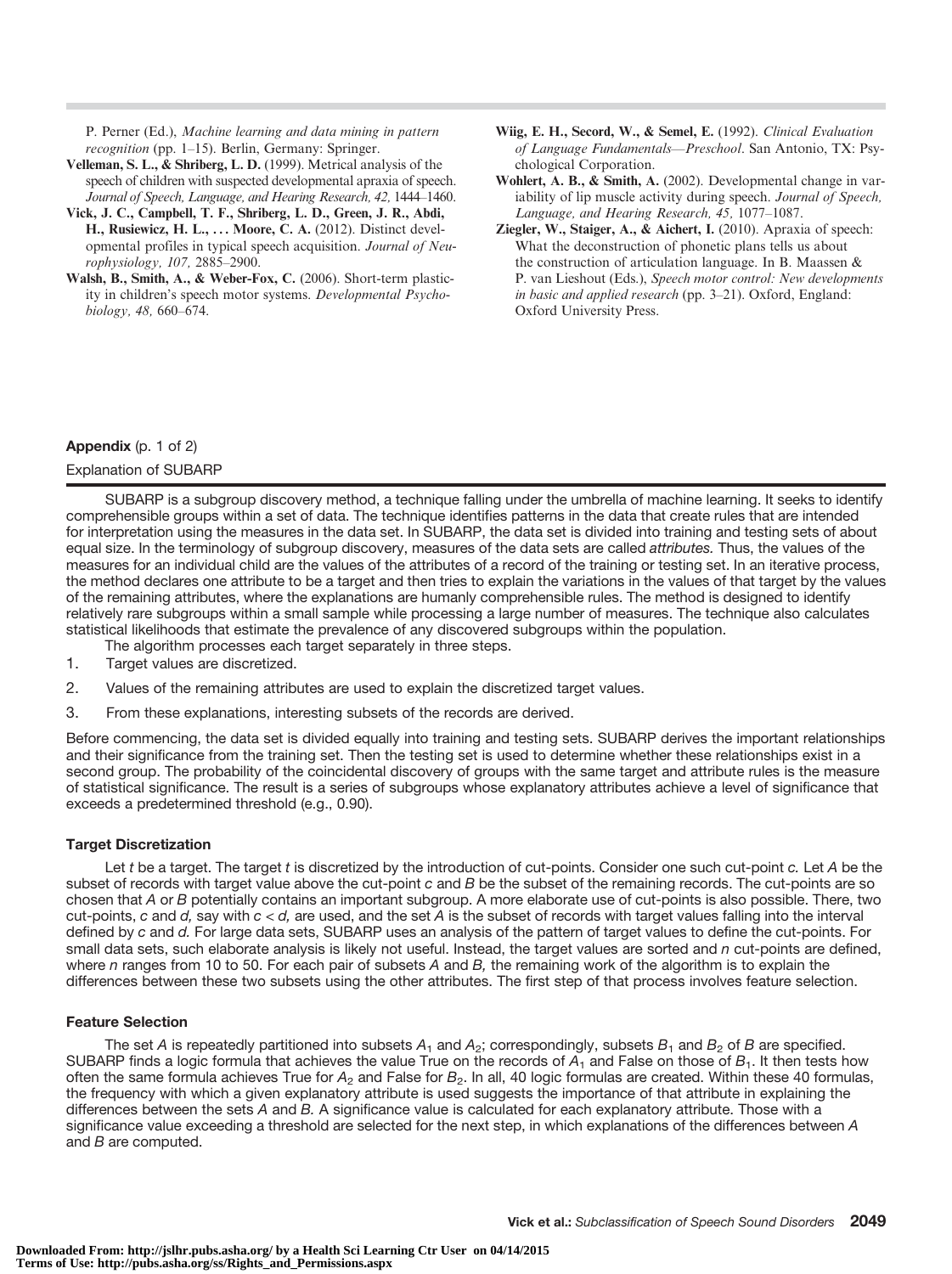P. Perner (Ed.), *Machine learning and data mining in pattern recognition* (pp. 1–15). Berlin, Germany: Springer.

**Velleman, S. L., & Shriberg, L. D.** (1999). Metrical analysis of the speech of children with suspected developmental apraxia of speech. *Journal of Speech, Language, and Hearing Research, 42,* 1444–1460.

**Vick, J. C., Campbell, T. F., Shriberg, L. D., Green, J. R., Abdi, H., Rusiewicz, H. L., . . . Moore, C. A.** (2012). Distinct developmental profiles in typical speech acquisition. *Journal of Neurophysiology, 107,* 2885–2900.

**Walsh, B., Smith, A., & Weber-Fox, C.** (2006). Short-term plasticity in children's speech motor systems. *Developmental Psychobiology, 48,* 660–674.

**Wiig, E. H., Secord, W., & Semel, E.** (1992). *Clinical Evaluation of Language Fundamentals—Preschool*. San Antonio, TX: Psychological Corporation.

**Wohlert, A. B., & Smith, A.** (2002). Developmental change in variability of lip muscle activity during speech. *Journal of Speech, Language, and Hearing Research, 45,* 1077–1087.

**Ziegler, W., Staiger, A., & Aichert, I.** (2010). Apraxia of speech: What the deconstruction of phonetic plans tells us about the construction of articulation language. In B. Maassen & P. van Lieshout (Eds.), *Speech motor control: New developments in basic and applied research* (pp. 3–21). Oxford, England: Oxford University Press.

## Appendix (p. 1 of 2)

Explanation of SUBARP

SUBARP is a subgroup discovery method, a technique falling under the umbrella of machine learning. It seeks to identify comprehensible groups within a set of data. The technique identifies patterns in the data that create rules that are intended for interpretation using the measures in the data set. In SUBARP, the data set is divided into training and testing sets of about equal size. In the terminology of subgroup discovery, measures of the data sets are called *attributes.* Thus, the values of the measures for an individual child are the values of the attributes of a record of the training or testing set. In an iterative process, the method declares one attribute to be a target and then tries to explain the variations in the values of that target by the values of the remaining attributes, where the explanations are humanly comprehensible rules. The method is designed to identify relatively rare subgroups within a small sample while processing a large number of measures. The technique also calculates statistical likelihoods that estimate the prevalence of any discovered subgroups within the population.

The algorithm processes each target separately in three steps.

1. Target values are discretized.
2. Values of the remaining attributes are used to explain the discretized target values.
3. From these explanations, interesting subsets of the records are derived.

Before commencing, the data set is divided equally into training and testing sets. SUBARP derives the important relationships and their significance from the training set. Then the testing set is used to determine whether these relationships exist in a second group. The probability of the coincidental discovery of groups with the same target and attribute rules is the measure of statistical significance. The result is a series of subgroups whose explanatory attributes achieve a level of significance that exceeds a predetermined threshold (e.g., 0.90).

### Target Discretization

Let $t$ be a target. The target $t$ is discretized by the introduction of cut-points. Consider one such cut-point $c$. Let $A$ be the subset of records with target value above the cut-point $c$ and $B$ be the subset of the remaining records. The cut-points are so chosen that $A$ or $B$ potentially contains an important subgroup. A more elaborate use of cut-points is also possible. There, two cut-points, $c$ and $d$, say with $c < d$, are used, and the set $A$ is the subset of records with target values falling into the interval defined by $c$ and $d$. For large data sets, SUBARP uses an analysis of the pattern of target values to define the cut-points. For small data sets, such elaborate analysis is likely not useful. Instead, the target values are sorted and $n$ cut-points are defined, where $n$ ranges from 10 to 50. For each pair of subsets $A$ and $B$, the remaining work of the algorithm is to explain the differences between these two subsets using the other attributes. The first step of that process involves feature selection.

### Feature Selection

The set $A$ is repeatedly partitioned into subsets $A_1$ and $A_2$; correspondingly, subsets $B_1$ and $B_2$ of $B$ are specified. SUBARP finds a logic formula that achieves the value True on the records of $A_1$ and False on those of $B_1$. It then tests how often the same formula achieves True for $A_2$ and False for $B_2$. In all, 40 logic formulas are created. Within these 40 formulas, the frequency with which a given explanatory attribute is used suggests the importance of that attribute in explaining the differences between the sets $A$ and $B$. A significance value is calculated for each explanatory attribute. Those with a significance value exceeding a threshold are selected for the next step, in which explanations of the differences between $A$ and $B$ are computed.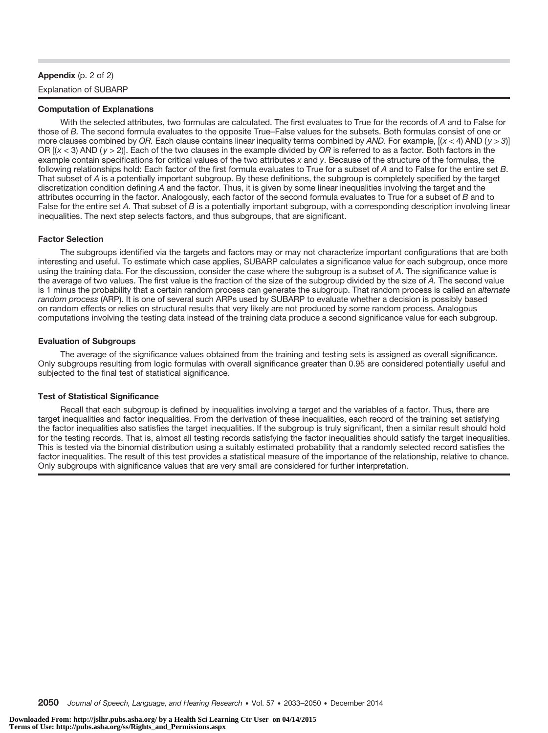**Appendix** (p. 2 of 2)

Explanation of SUBARP

### Computation of Explanations

With the selected attributes, two formulas are calculated. The first evaluates to True for the records of *A* and to False for those of *B.* The second formula evaluates to the opposite True–False values for the subsets. Both formulas consist of one or more clauses combined by *OR.* Each clause contains linear inequality terms combined by *AND.* For example, [($x < 4$) AND ($y > 3$)] OR [($x < 3$) AND ($y > 2$)]. Each of the two clauses in the example divided by *OR* is referred to as a factor. Both factors in the example contain specifications for critical values of the two attributes *x* and *y*. Because of the structure of the formulas, the following relationships hold: Each factor of the first formula evaluates to True for a subset of *A* and to False for the entire set *B*. That subset of *A* is a potentially important subgroup. By these definitions, the subgroup is completely specified by the target discretization condition defining *A* and the factor. Thus, it is given by some linear inequalities involving the target and the attributes occurring in the factor. Analogously, each factor of the second formula evaluates to True for a subset of *B* and to False for the entire set *A.* That subset of *B* is a potentially important subgroup, with a corresponding description involving linear inequalities. The next step selects factors, and thus subgroups, that are significant.

### Factor Selection

The subgroups identified via the targets and factors may or may not characterize important configurations that are both interesting and useful. To estimate which case applies, SUBARP calculates a significance value for each subgroup, once more using the training data. For the discussion, consider the case where the subgroup is a subset of *A*. The significance value is the average of two values. The first value is the fraction of the size of the subgroup divided by the size of *A.* The second value is 1 minus the probability that a certain random process can generate the subgroup. That random process is called an *alternate random process* (ARP). It is one of several such ARPs used by SUBARP to evaluate whether a decision is possibly based on random effects or relies on structural results that very likely are not produced by some random process. Analogous computations involving the testing data instead of the training data produce a second significance value for each subgroup.

### Evaluation of Subgroups

The average of the significance values obtained from the training and testing sets is assigned as overall significance. Only subgroups resulting from logic formulas with overall significance greater than 0.95 are considered potentially useful and subjected to the final test of statistical significance.

### Test of Statistical Significance

Recall that each subgroup is defined by inequalities involving a target and the variables of a factor. Thus, there are target inequalities and factor inequalities. From the derivation of these inequalities, each record of the training set satisfying the factor inequalities also satisfies the target inequalities. If the subgroup is truly significant, then a similar result should hold for the testing records. That is, almost all testing records satisfying the factor inequalities should satisfy the target inequalities. This is tested via the binomial distribution using a suitably estimated probability that a randomly selected record satisfies the factor inequalities. The result of this test provides a statistical measure of the importance of the relationship, relative to chance. Only subgroups with significance values that are very small are considered for further interpretation.